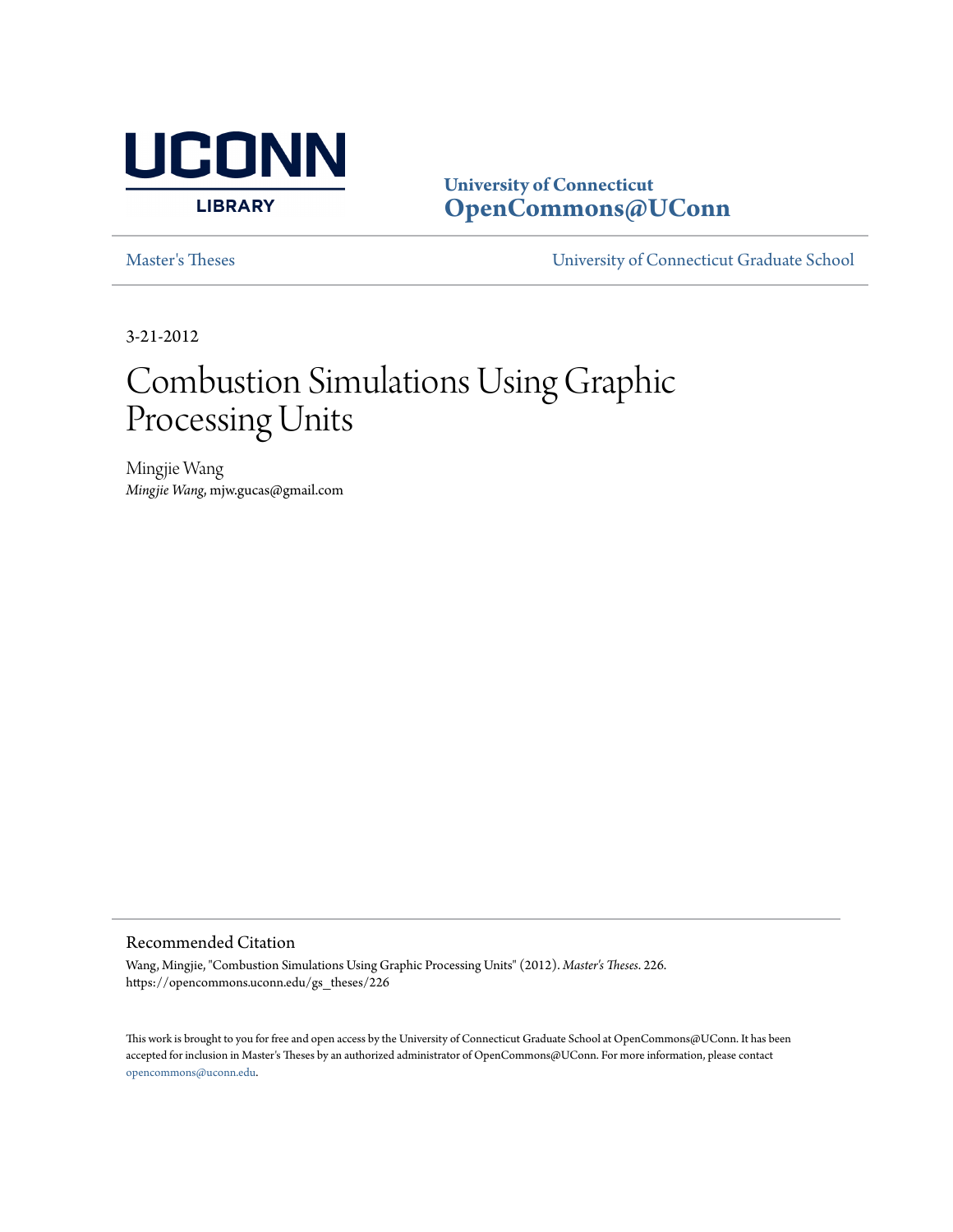UCONN

LIBRARY

**University of Connecticut**
**OpenCommons@UConn**

Master's Theses | University of Connecticut Graduate School

3-21-2012

# Combustion Simulations Using Graphic Processing Units

Mingjie Wang
*Mingjie Wang*, mjw.gucas@gmail.com

## Recommended Citation

Wang, Mingjie, "Combustion Simulations Using Graphic Processing Units" (2012). *Master's Theses*. 226.
https://opencommons.uconn.edu/gs_theses/226

This work is brought to you for free and open access by the University of Connecticut Graduate School at OpenCommons@UConn. It has been accepted for inclusion in Master's Theses by an authorized administrator of OpenCommons@UConn. For more information, please contact opencommons@uconn.edu.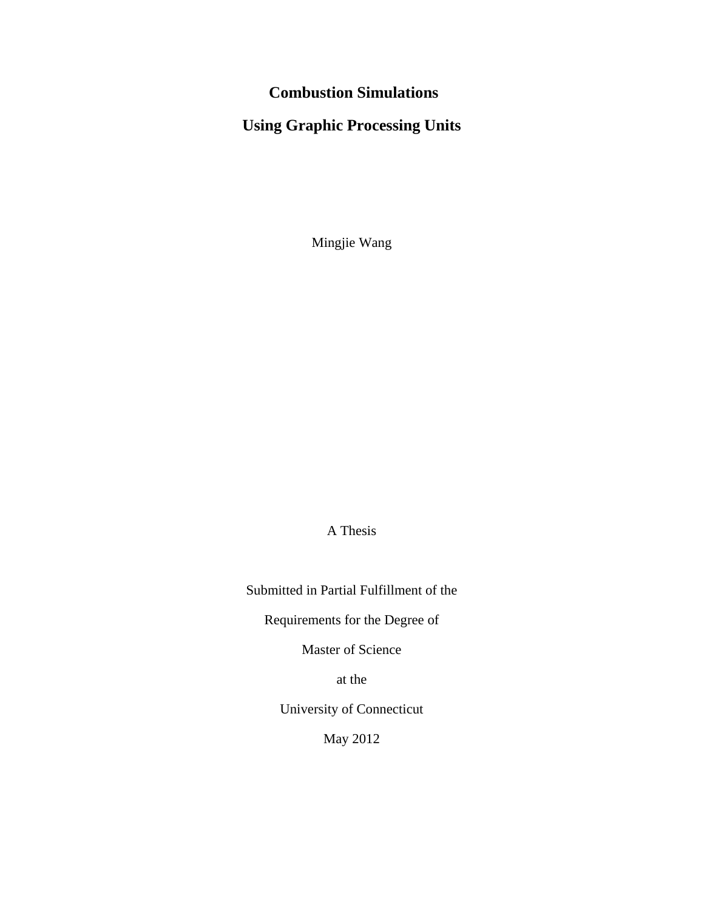# Combustion Simulations

# Using Graphic Processing Units

Mingjie Wang

A Thesis

Submitted in Partial Fulfillment of the

Requirements for the Degree of

Master of Science

at the

University of Connecticut

May 2012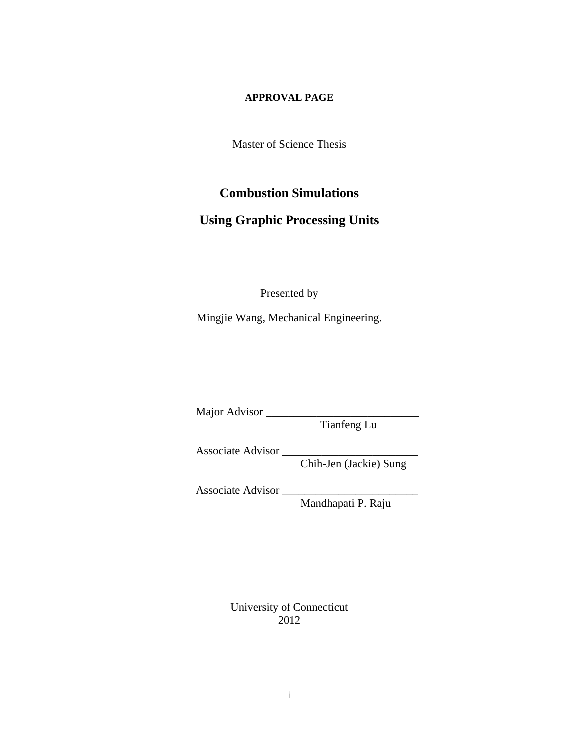**APPROVAL PAGE**

Master of Science Thesis

# Combustion Simulations

# Using Graphic Processing Units

Presented by

Mingjie Wang, Mechanical Engineering.

Major Advisor ___________________________
Tianfeng Lu

Associate Advisor ________________________
Chih-Jen (Jackie) Sung

Associate Advisor ________________________
Mandhapati P. Raju

University of Connecticut
2012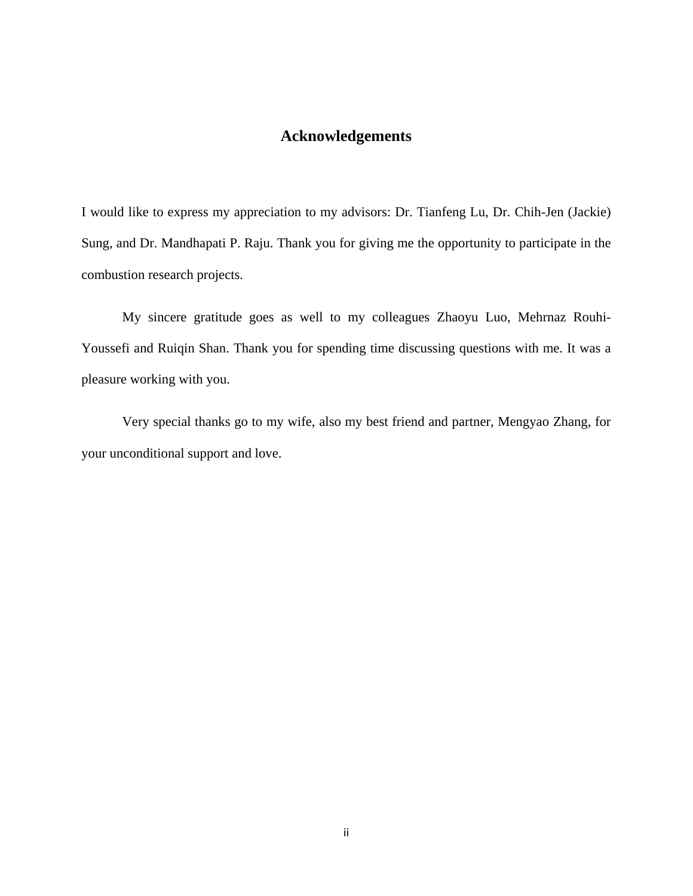# Acknowledgements

I would like to express my appreciation to my advisors: Dr. Tianfeng Lu, Dr. Chih-Jen (Jackie) Sung, and Dr. Mandhapati P. Raju. Thank you for giving me the opportunity to participate in the combustion research projects.

My sincere gratitude goes as well to my colleagues Zhaoyu Luo, Mehrnaz Rouhi-Youssefi and Ruiqin Shan. Thank you for spending time discussing questions with me. It was a pleasure working with you.

Very special thanks go to my wife, also my best friend and partner, Mengyao Zhang, for your unconditional support and love.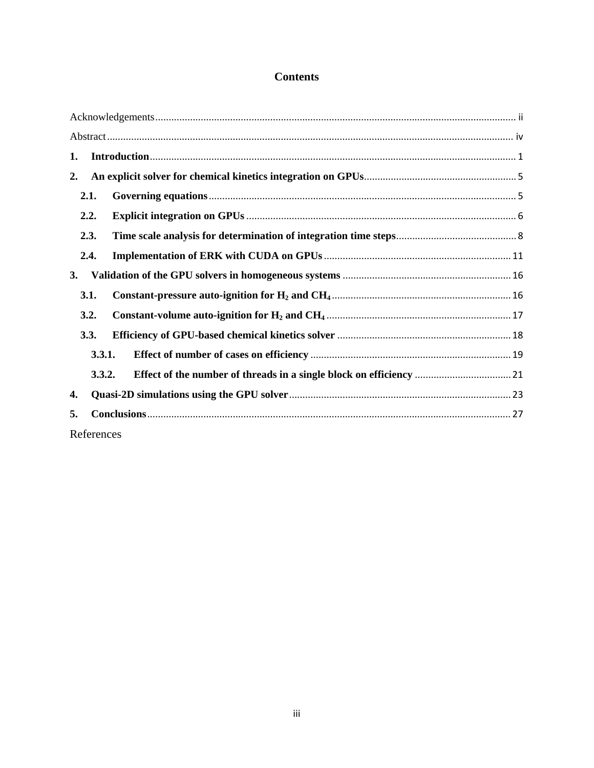# Contents

Acknowledgements ........................................................ ii

Abstract ........................................................ iv

**1. Introduction** ........................................................ 1

**2. An explicit solver for chemical kinetics integration on GPUs** ........................................................ 5

- **2.1. Governing equations** ........................................................ 5
- **2.2. Explicit integration on GPUs** ........................................................ 6
- **2.3. Time scale analysis for determination of integration time steps** ........................................................ 8
- **2.4. Implementation of ERK with CUDA on GPUs** ........................................................ 11

**3. Validation of the GPU solvers in homogeneous systems** ........................................................ 16

- **3.1. Constant-pressure auto-ignition for $H_2$ and $CH_4$** ........................................................ 16
- **3.2. Constant-volume auto-ignition for $H_2$ and $CH_4$** ........................................................ 17
- **3.3. Efficiency of GPU-based chemical kinetics solver** ........................................................ 18
  - **3.3.1. Effect of number of cases on efficiency** ........................................................ 19
  - **3.3.2. Effect of the number of threads in a single block on efficiency** ........................................................ 21

**4. Quasi-2D simulations using the GPU solver** ........................................................ 23

**5. Conclusions** ........................................................ 27

References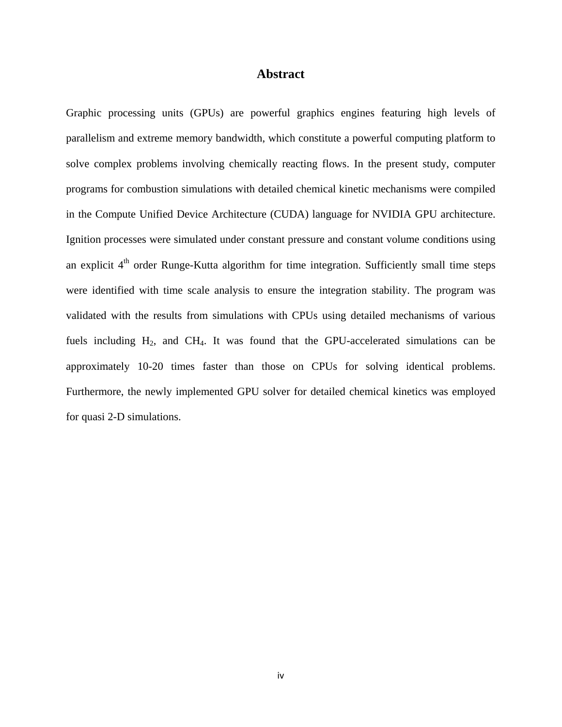# Abstract

Graphic processing units (GPUs) are powerful graphics engines featuring high levels of parallelism and extreme memory bandwidth, which constitute a powerful computing platform to solve complex problems involving chemically reacting flows. In the present study, computer programs for combustion simulations with detailed chemical kinetic mechanisms were compiled in the Compute Unified Device Architecture (CUDA) language for NVIDIA GPU architecture. Ignition processes were simulated under constant pressure and constant volume conditions using an explicit $4^{th}$ order Runge-Kutta algorithm for time integration. Sufficiently small time steps were identified with time scale analysis to ensure the integration stability. The program was validated with the results from simulations with CPUs using detailed mechanisms of various fuels including $H_2$, and $CH_4$. It was found that the GPU-accelerated simulations can be approximately 10-20 times faster than those on CPUs for solving identical problems. Furthermore, the newly implemented GPU solver for detailed chemical kinetics was employed for quasi 2-D simulations.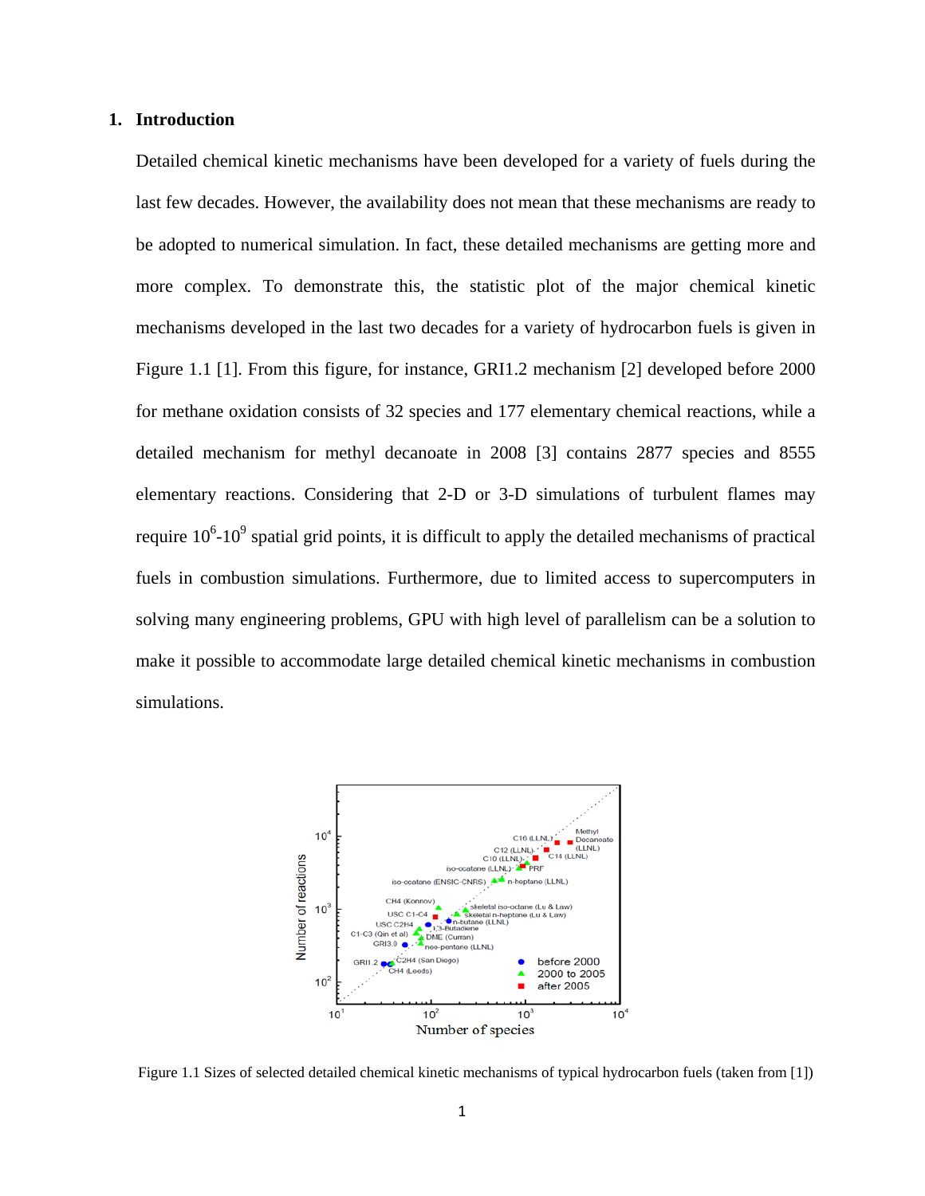## 1. Introduction

Detailed chemical kinetic mechanisms have been developed for a variety of fuels during the last few decades. However, the availability does not mean that these mechanisms are ready to be adopted to numerical simulation. In fact, these detailed mechanisms are getting more and more complex. To demonstrate this, the statistic plot of the major chemical kinetic mechanisms developed in the last two decades for a variety of hydrocarbon fuels is given in Figure 1.1 [1]. From this figure, for instance, GRI1.2 mechanism [2] developed before 2000 for methane oxidation consists of 32 species and 177 elementary chemical reactions, while a detailed mechanism for methyl decanoate in 2008 [3] contains 2877 species and 8555 elementary reactions. Considering that 2-D or 3-D simulations of turbulent flames may require $10^6$-$10^9$ spatial grid points, it is difficult to apply the detailed mechanisms of practical fuels in combustion simulations. Furthermore, due to limited access to supercomputers in solving many engineering problems, GPU with high level of parallelism can be a solution to make it possible to accommodate large detailed chemical kinetic mechanisms in combustion simulations.

Figure 1.1 Sizes of selected detailed chemical kinetic mechanisms of typical hydrocarbon fuels (taken from [1])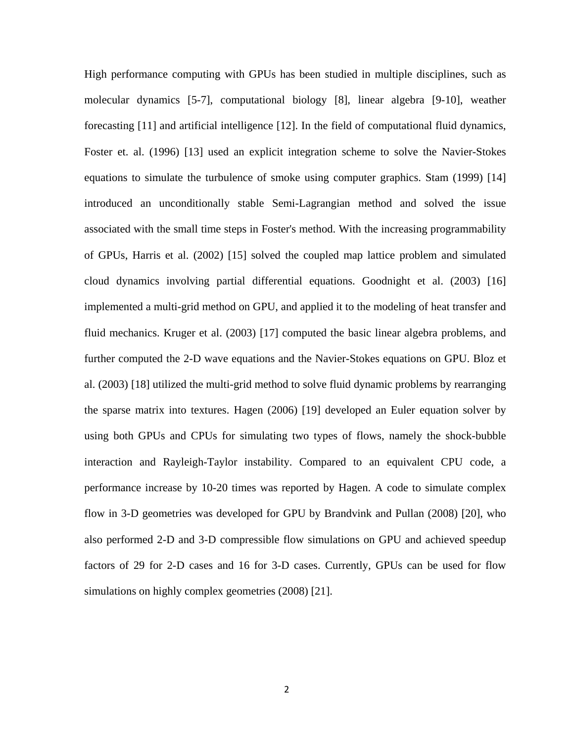High performance computing with GPUs has been studied in multiple disciplines, such as molecular dynamics [5-7], computational biology [8], linear algebra [9-10], weather forecasting [11] and artificial intelligence [12]. In the field of computational fluid dynamics, Foster et. al. (1996) [13] used an explicit integration scheme to solve the Navier-Stokes equations to simulate the turbulence of smoke using computer graphics. Stam (1999) [14] introduced an unconditionally stable Semi-Lagrangian method and solved the issue associated with the small time steps in Foster's method. With the increasing programmability of GPUs, Harris et al. (2002) [15] solved the coupled map lattice problem and simulated cloud dynamics involving partial differential equations. Goodnight et al. (2003) [16] implemented a multi-grid method on GPU, and applied it to the modeling of heat transfer and fluid mechanics. Kruger et al. (2003) [17] computed the basic linear algebra problems, and further computed the 2-D wave equations and the Navier-Stokes equations on GPU. Bloz et al. (2003) [18] utilized the multi-grid method to solve fluid dynamic problems by rearranging the sparse matrix into textures. Hagen (2006) [19] developed an Euler equation solver by using both GPUs and CPUs for simulating two types of flows, namely the shock-bubble interaction and Rayleigh-Taylor instability. Compared to an equivalent CPU code, a performance increase by 10-20 times was reported by Hagen. A code to simulate complex flow in 3-D geometries was developed for GPU by Brandvink and Pullan (2008) [20], who also performed 2-D and 3-D compressible flow simulations on GPU and achieved speedup factors of 29 for 2-D cases and 16 for 3-D cases. Currently, GPUs can be used for flow simulations on highly complex geometries (2008) [21].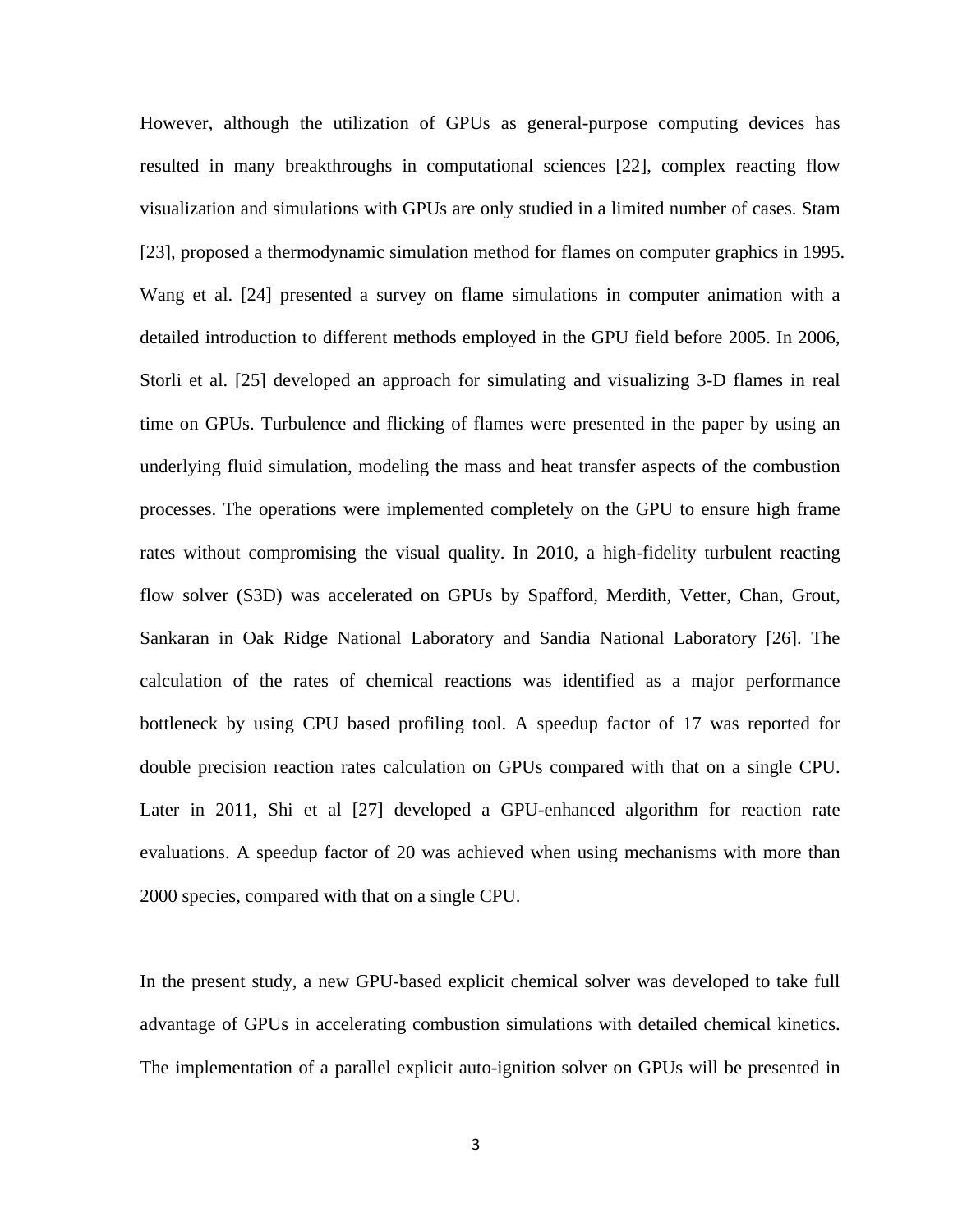However, although the utilization of GPUs as general-purpose computing devices has resulted in many breakthroughs in computational sciences [22], complex reacting flow visualization and simulations with GPUs are only studied in a limited number of cases. Stam [23], proposed a thermodynamic simulation method for flames on computer graphics in 1995. Wang et al. [24] presented a survey on flame simulations in computer animation with a detailed introduction to different methods employed in the GPU field before 2005. In 2006, Storli et al. [25] developed an approach for simulating and visualizing 3-D flames in real time on GPUs. Turbulence and flicking of flames were presented in the paper by using an underlying fluid simulation, modeling the mass and heat transfer aspects of the combustion processes. The operations were implemented completely on the GPU to ensure high frame rates without compromising the visual quality. In 2010, a high-fidelity turbulent reacting flow solver (S3D) was accelerated on GPUs by Spafford, Merdith, Vetter, Chan, Grout, Sankaran in Oak Ridge National Laboratory and Sandia National Laboratory [26]. The calculation of the rates of chemical reactions was identified as a major performance bottleneck by using CPU based profiling tool. A speedup factor of 17 was reported for double precision reaction rates calculation on GPUs compared with that on a single CPU. Later in 2011, Shi et al [27] developed a GPU-enhanced algorithm for reaction rate evaluations. A speedup factor of 20 was achieved when using mechanisms with more than 2000 species, compared with that on a single CPU.

In the present study, a new GPU-based explicit chemical solver was developed to take full advantage of GPUs in accelerating combustion simulations with detailed chemical kinetics. The implementation of a parallel explicit auto-ignition solver on GPUs will be presented in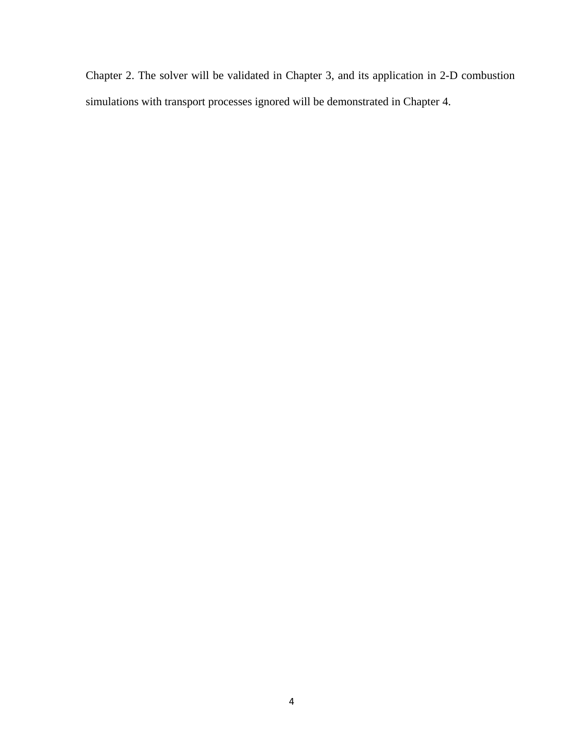Chapter 2. The solver will be validated in Chapter 3, and its application in 2-D combustion simulations with transport processes ignored will be demonstrated in Chapter 4.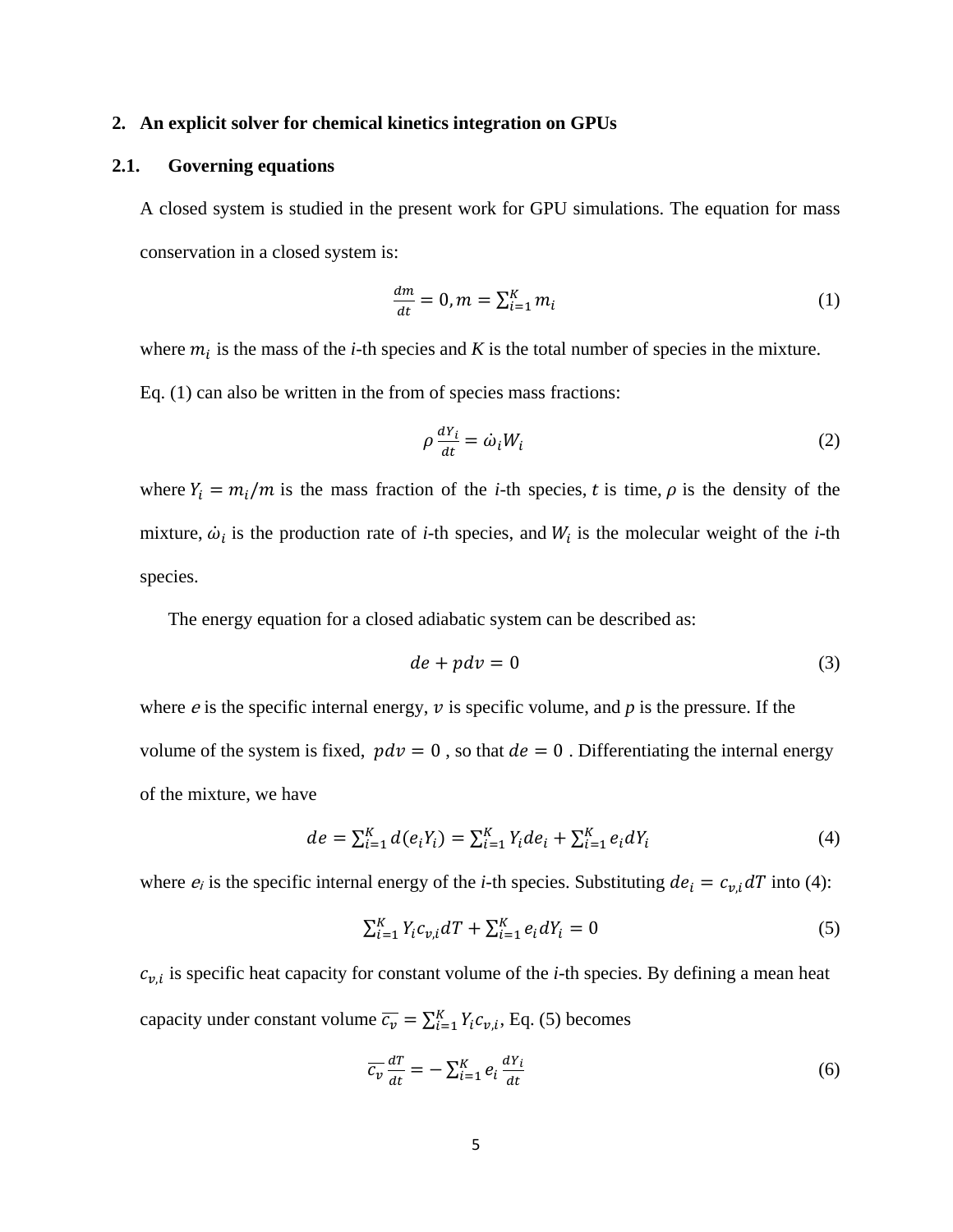## 2. An explicit solver for chemical kinetics integration on GPUs

### 2.1. Governing equations

A closed system is studied in the present work for GPU simulations. The equation for mass conservation in a closed system is:

$$\frac{dm}{dt} = 0, m = \sum_{i=1}^{K} m_i \tag{1}$$

where $m_i$ is the mass of the *i*-th species and *K* is the total number of species in the mixture. Eq. (1) can also be written in the from of species mass fractions:

$$\rho \frac{dY_i}{dt} = \dot{\omega}_i W_i \tag{2}$$

where $Y_i = m_i/m$ is the mass fraction of the *i*-th species, $t$ is time, $\rho$ is the density of the mixture, $\dot{\omega}_i$ is the production rate of *i*-th species, and $W_i$ is the molecular weight of the *i*-th species.

The energy equation for a closed adiabatic system can be described as:

$$de + pdv = 0 \tag{3}$$

where $e$ is the specific internal energy, $v$ is specific volume, and *p* is the pressure. If the volume of the system is fixed, $pdv = 0$ , so that $de = 0$ . Differentiating the internal energy of the mixture, we have

$$de = \sum_{i=1}^{K} d(e_i Y_i) = \sum_{i=1}^{K} Y_i de_i + \sum_{i=1}^{K} e_i dY_i \tag{4}$$

where $e_i$ is the specific internal energy of the *i*-th species. Substituting $de_i = c_{v,i} dT$ into (4):

$$\sum_{i=1}^{K} Y_i c_{v,i} dT + \sum_{i=1}^{K} e_i dY_i = 0 \tag{5}$$

$c_{v,i}$ is specific heat capacity for constant volume of the *i*-th species. By defining a mean heat capacity under constant volume $\overline{c_v} = \sum_{i=1}^{K} Y_i c_{v,i}$, Eq. (5) becomes

$$\overline{c_v} \frac{dT}{dt} = -\sum_{i=1}^{K} e_i \frac{dY_i}{dt} \tag{6}$$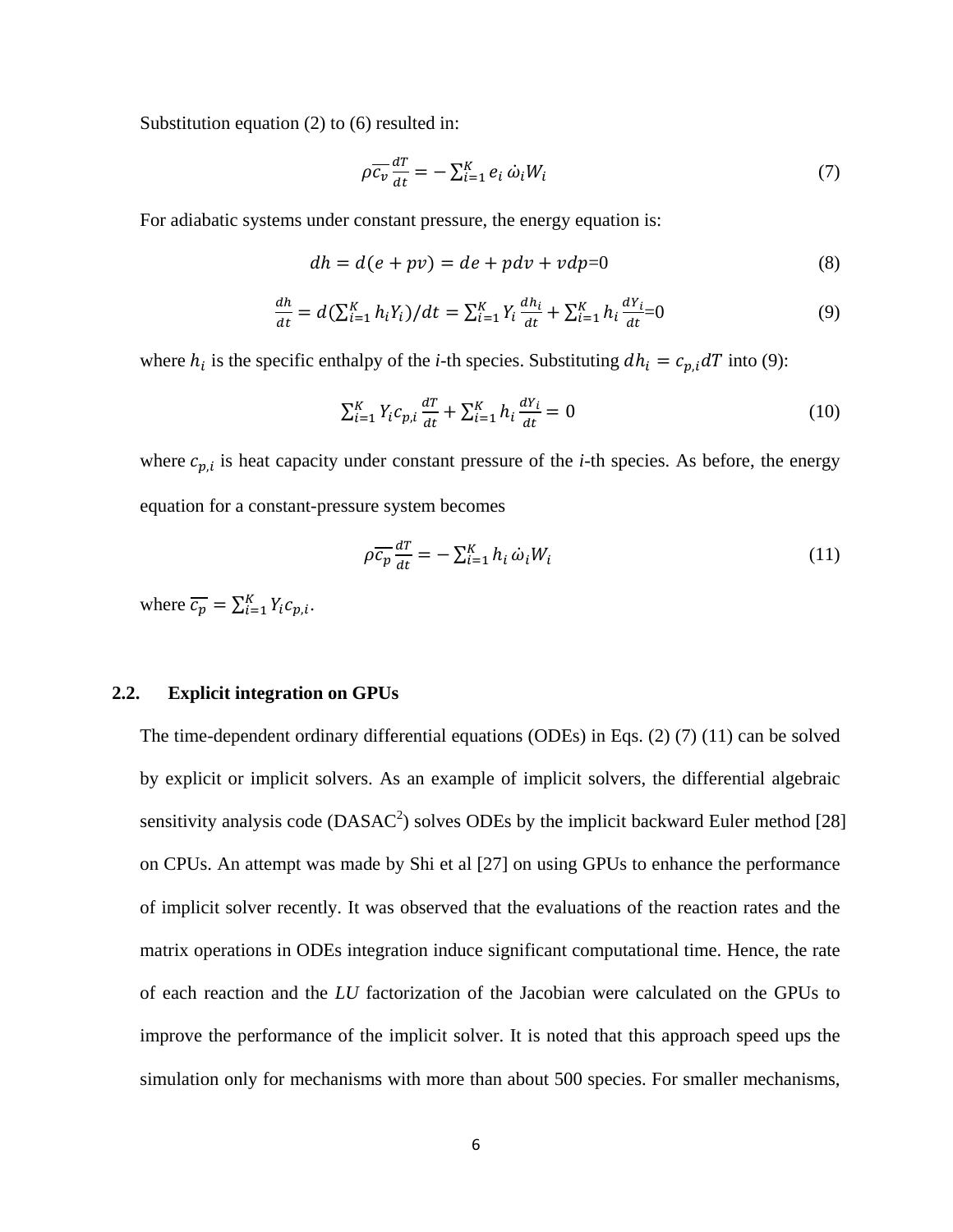Substitution equation (2) to (6) resulted in:

$$\rho \overline{c_v} \frac{dT}{dt} = -\sum_{i=1}^{K} e_i \, \dot{\omega}_i W_i \tag{7}$$

For adiabatic systems under constant pressure, the energy equation is:

$$dh = d(e + pv) = de + pdv + vdp = 0 \tag{8}$$

$$\frac{dh}{dt} = d\left(\sum_{i=1}^{K} h_i Y_i\right)/dt = \sum_{i=1}^{K} Y_i \frac{dh_i}{dt} + \sum_{i=1}^{K} h_i \frac{dY_i}{dt} = 0 \tag{9}$$

where $h_i$ is the specific enthalpy of the *i*-th species. Substituting $dh_i = c_{p,i} dT$ into (9):

$$\sum_{i=1}^{K} Y_i c_{p,i} \frac{dT}{dt} + \sum_{i=1}^{K} h_i \frac{dY_i}{dt} = 0 \tag{10}$$

where $c_{p,i}$ is heat capacity under constant pressure of the *i*-th species. As before, the energy equation for a constant-pressure system becomes

$$\rho \overline{c_p} \frac{dT}{dt} = -\sum_{i=1}^{K} h_i \, \dot{\omega}_i W_i \tag{11}$$

where $\overline{c_p} = \sum_{i=1}^{K} Y_i c_{p,i}$.

## 2.2. Explicit integration on GPUs

The time-dependent ordinary differential equations (ODEs) in Eqs. (2) (7) (11) can be solved by explicit or implicit solvers. As an example of implicit solvers, the differential algebraic sensitivity analysis code (DASAC$^2$) solves ODEs by the implicit backward Euler method [28] on CPUs. An attempt was made by Shi et al [27] on using GPUs to enhance the performance of implicit solver recently. It was observed that the evaluations of the reaction rates and the matrix operations in ODEs integration induce significant computational time. Hence, the rate of each reaction and the *LU* factorization of the Jacobian were calculated on the GPUs to improve the performance of the implicit solver. It is noted that this approach speed ups the simulation only for mechanisms with more than about 500 species. For smaller mechanisms,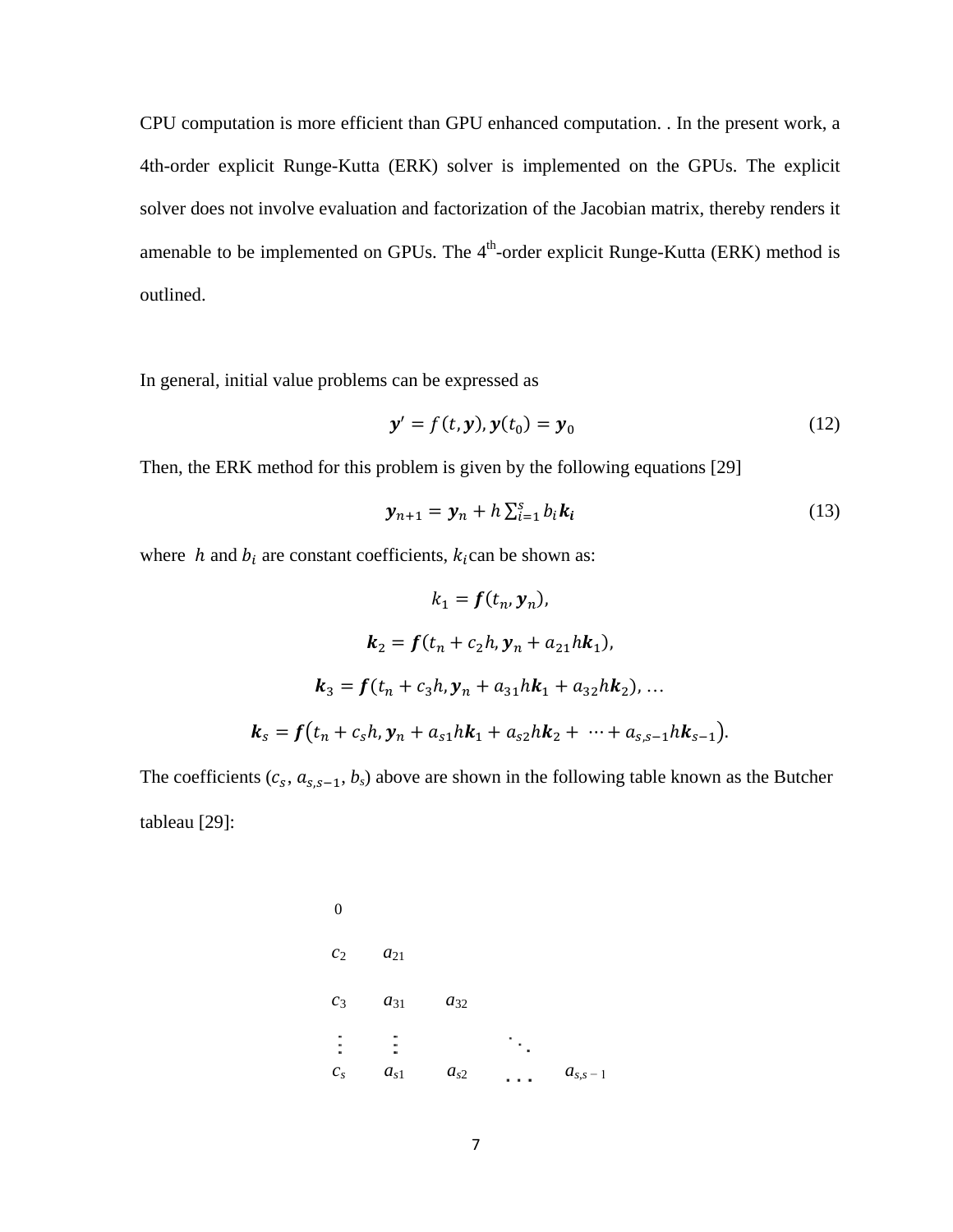CPU computation is more efficient than GPU enhanced computation. . In the present work, a 4th-order explicit Runge-Kutta (ERK) solver is implemented on the GPUs. The explicit solver does not involve evaluation and factorization of the Jacobian matrix, thereby renders it amenable to be implemented on GPUs. The 4$^{th}$-order explicit Runge-Kutta (ERK) method is outlined.

In general, initial value problems can be expressed as

$$\boldsymbol{y}' = f(t, \boldsymbol{y}), \boldsymbol{y}(t_0) = \boldsymbol{y}_0 \tag{12}$$

Then, the ERK method for this problem is given by the following equations [29]

$$\boldsymbol{y}_{n+1} = \boldsymbol{y}_n + h \sum_{i=1}^{s} b_i \boldsymbol{k}_i \tag{13}$$

where $h$ and $b_i$ are constant coefficients, $k_i$ can be shown as:

$$k_1 = \boldsymbol{f}(t_n, \boldsymbol{y}_n),$$

$$\boldsymbol{k}_2 = \boldsymbol{f}(t_n + c_2 h, \boldsymbol{y}_n + a_{21} h \boldsymbol{k}_1),$$

$$\boldsymbol{k}_3 = \boldsymbol{f}(t_n + c_3 h, \boldsymbol{y}_n + a_{31} h \boldsymbol{k}_1 + a_{32} h \boldsymbol{k}_2), \ldots$$

$$\boldsymbol{k}_s = \boldsymbol{f}\left(t_n + c_s h, \boldsymbol{y}_n + a_{s1} h \boldsymbol{k}_1 + a_{s2} h \boldsymbol{k}_2 + \cdots + a_{s,s-1} h \boldsymbol{k}_{s-1}\right).$$

The coefficients ($c_s$, $a_{s,s-1}$, $b_s$) above are shown in the following table known as the Butcher tableau [29]:

$$\begin{array}{ccccc}
0 & & & & \\
c_2 & a_{21} & & & \\
c_3 & a_{31} & a_{32} & & \\
\vdots & \vdots & & \ddots & \\
c_s & a_{s1} & a_{s2} & \cdots & a_{s,s-1}
\end{array}$$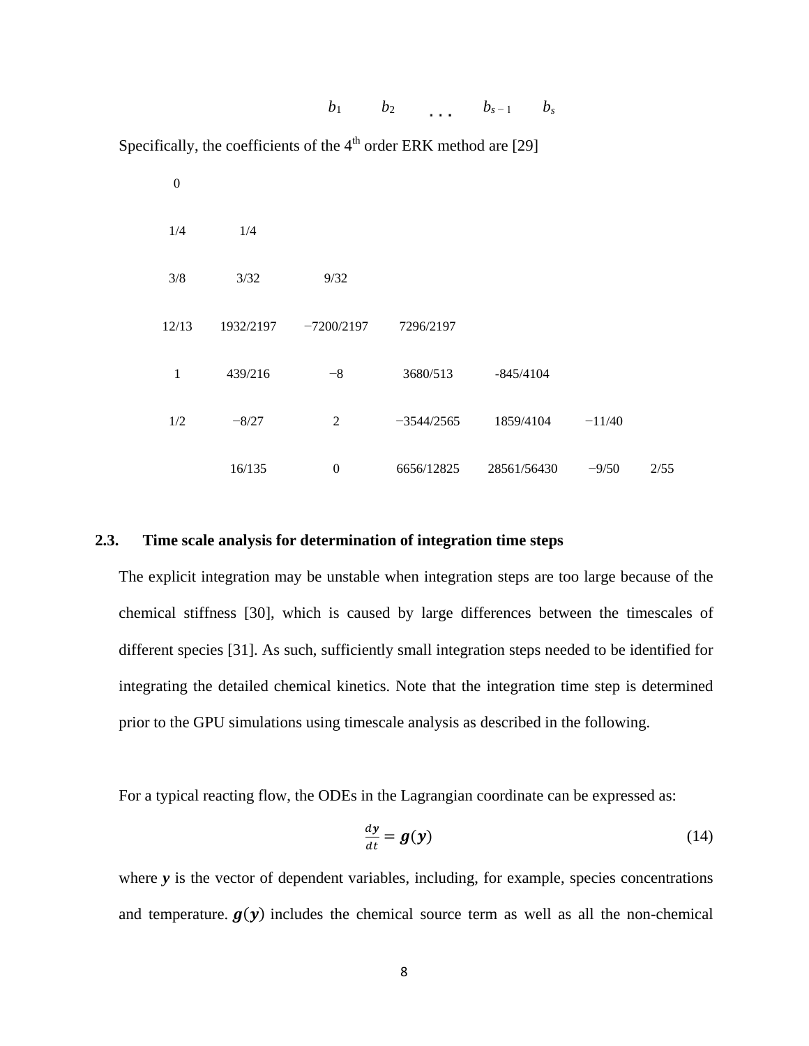| $b_1$ | $b_2$ | ... | $b_{s-1}$ | $b_s$ |
|---|---|---|---|---|

Specifically, the coefficients of the 4th order ERK method are [29]

| | | | | | | |
|---|---|---|---|---|---|---|
| 0 | | | | | | |
| 1/4 | 1/4 | | | | | |
| 3/8 | 3/32 | 9/32 | | | | |
| 12/13 | 1932/2197 | −7200/2197 | 7296/2197 | | | |
| 1 | 439/216 | −8 | 3680/513 | -845/4104 | | |
| 1/2 | −8/27 | 2 | −3544/2565 | 1859/4104 | −11/40 | |
| | 16/135 | 0 | 6656/12825 | 28561/56430 | −9/50 | 2/55 |

### 2.3. Time scale analysis for determination of integration time steps

The explicit integration may be unstable when integration steps are too large because of the chemical stiffness [30], which is caused by large differences between the timescales of different species [31]. As such, sufficiently small integration steps needed to be identified for integrating the detailed chemical kinetics. Note that the integration time step is determined prior to the GPU simulations using timescale analysis as described in the following.

For a typical reacting flow, the ODEs in the Lagrangian coordinate can be expressed as:

$$\frac{d\boldsymbol{y}}{dt} = \boldsymbol{g}(\boldsymbol{y}) \tag{14}$$

where $\boldsymbol{y}$ is the vector of dependent variables, including, for example, species concentrations and temperature. $\boldsymbol{g}(\boldsymbol{y})$ includes the chemical source term as well as all the non-chemical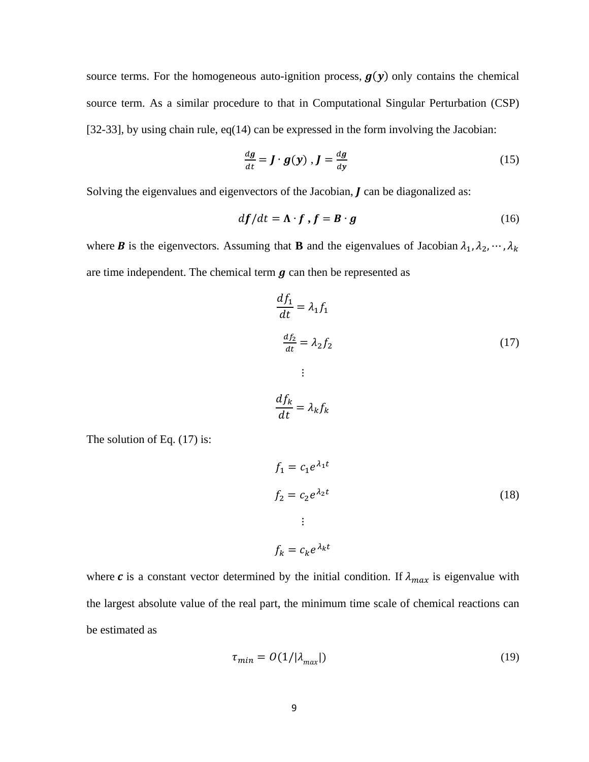source terms. For the homogeneous auto-ignition process, $\boldsymbol{g}(\boldsymbol{y})$ only contains the chemical source term. As a similar procedure to that in Computational Singular Perturbation (CSP) [32-33], by using chain rule, eq(14) can be expressed in the form involving the Jacobian:

$$\frac{d\boldsymbol{g}}{dt} = \boldsymbol{J} \cdot \boldsymbol{g}(\boldsymbol{y}) \ , \boldsymbol{J} = \frac{d\boldsymbol{g}}{d\boldsymbol{y}} \tag{15}$$

Solving the eigenvalues and eigenvectors of the Jacobian, $\boldsymbol{J}$ can be diagonalized as:

$$d\boldsymbol{f}/dt = \boldsymbol{\Lambda} \cdot \boldsymbol{f} \ , \boldsymbol{f} = \boldsymbol{B} \cdot \boldsymbol{g} \tag{16}$$

where $\boldsymbol{B}$ is the eigenvectors. Assuming that **B** and the eigenvalues of Jacobian $\lambda_1, \lambda_2, \cdots, \lambda_k$ are time independent. The chemical term $\boldsymbol{g}$ can then be represented as

$$\begin{aligned} \frac{df_1}{dt} &= \lambda_1 f_1 \\ \frac{df_2}{dt} &= \lambda_2 f_2 \\ &\vdots \\ \frac{df_k}{dt} &= \lambda_k f_k \end{aligned} \tag{17}$$

The solution of Eq. (17) is:

$$\begin{aligned} f_1 &= c_1 e^{\lambda_1 t} \\ f_2 &= c_2 e^{\lambda_2 t} \\ &\vdots \\ f_k &= c_k e^{\lambda_k t} \end{aligned} \tag{18}$$

where $\boldsymbol{c}$ is a constant vector determined by the initial condition. If $\lambda_{max}$ is eigenvalue with the largest absolute value of the real part, the minimum time scale of chemical reactions can be estimated as

$$\tau_{min} = O(1/|\lambda_{max}|) \tag{19}$$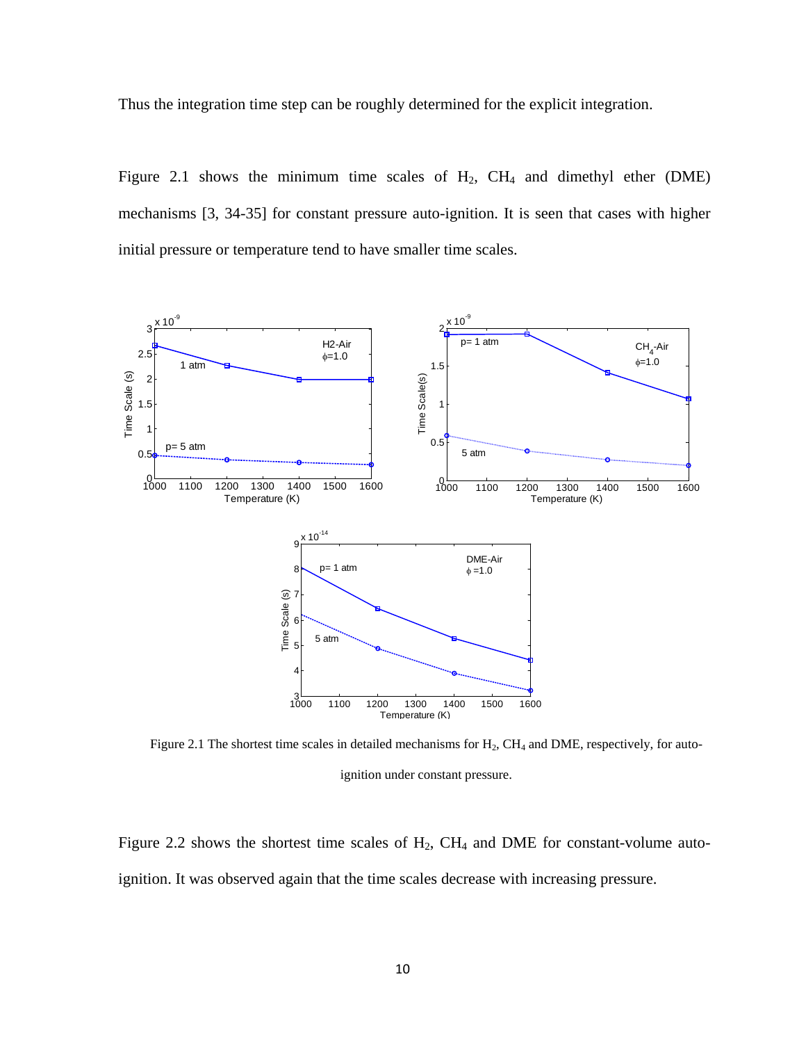Thus the integration time step can be roughly determined for the explicit integration.

Figure 2.1 shows the minimum time scales of $H_2$, $CH_4$ and dimethyl ether (DME) mechanisms [3, 34-35] for constant pressure auto-ignition. It is seen that cases with higher initial pressure or temperature tend to have smaller time scales.

Figure 2.1 The shortest time scales in detailed mechanisms for $H_2$, $CH_4$ and DME, respectively, for auto-ignition under constant pressure.

Figure 2.2 shows the shortest time scales of $H_2$, $CH_4$ and DME for constant-volume auto-ignition. It was observed again that the time scales decrease with increasing pressure.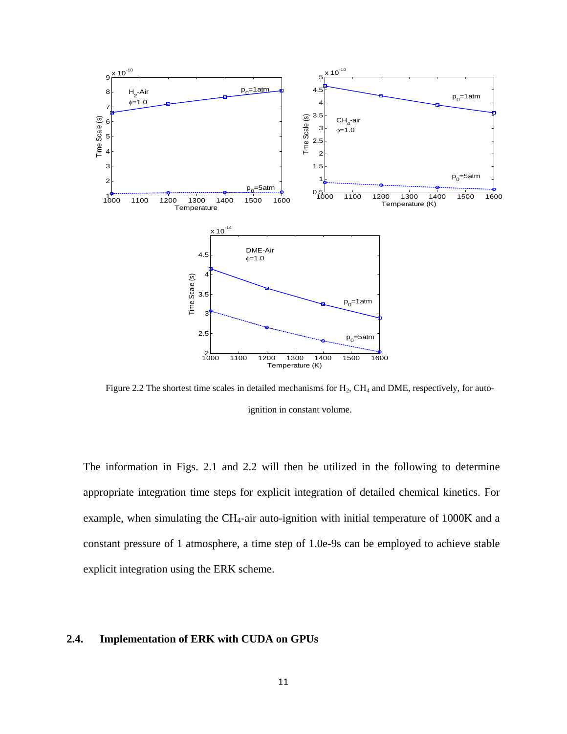Figure 2.2 The shortest time scales in detailed mechanisms for $H_2$, $CH_4$ and DME, respectively, for auto-ignition in constant volume.

The information in Figs. 2.1 and 2.2 will then be utilized in the following to determine appropriate integration time steps for explicit integration of detailed chemical kinetics. For example, when simulating the $CH_4$-air auto-ignition with initial temperature of 1000K and a constant pressure of 1 atmosphere, a time step of 1.0e-9s can be employed to achieve stable explicit integration using the ERK scheme.

## 2.4. Implementation of ERK with CUDA on GPUs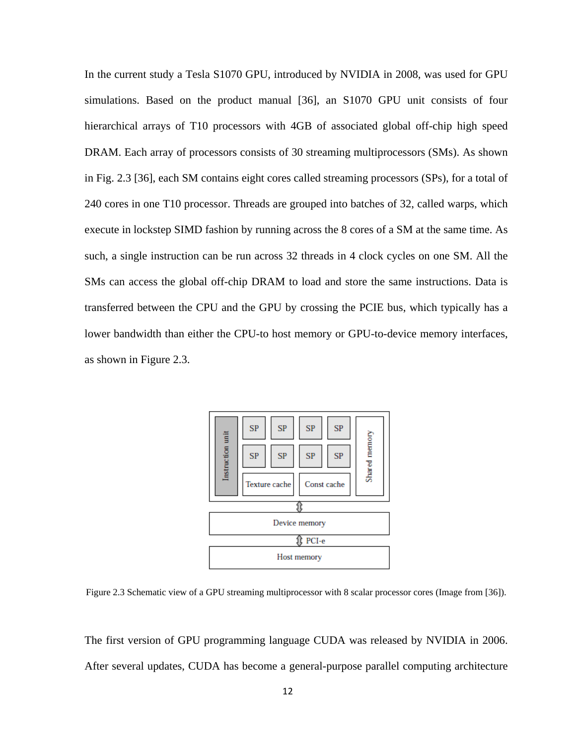In the current study a Tesla S1070 GPU, introduced by NVIDIA in 2008, was used for GPU simulations. Based on the product manual [36], an S1070 GPU unit consists of four hierarchical arrays of T10 processors with 4GB of associated global off-chip high speed DRAM. Each array of processors consists of 30 streaming multiprocessors (SMs). As shown in Fig. 2.3 [36], each SM contains eight cores called streaming processors (SPs), for a total of 240 cores in one T10 processor. Threads are grouped into batches of 32, called warps, which execute in lockstep SIMD fashion by running across the 8 cores of a SM at the same time. As such, a single instruction can be run across 32 threads in 4 clock cycles on one SM. All the SMs can access the global off-chip DRAM to load and store the same instructions. Data is transferred between the CPU and the GPU by crossing the PCIE bus, which typically has a lower bandwidth than either the CPU-to host memory or GPU-to-device memory interfaces, as shown in Figure 2.3.

Figure 2.3 Schematic view of a GPU streaming multiprocessor with 8 scalar processor cores (Image from [36]).

The first version of GPU programming language CUDA was released by NVIDIA in 2006. After several updates, CUDA has become a general-purpose parallel computing architecture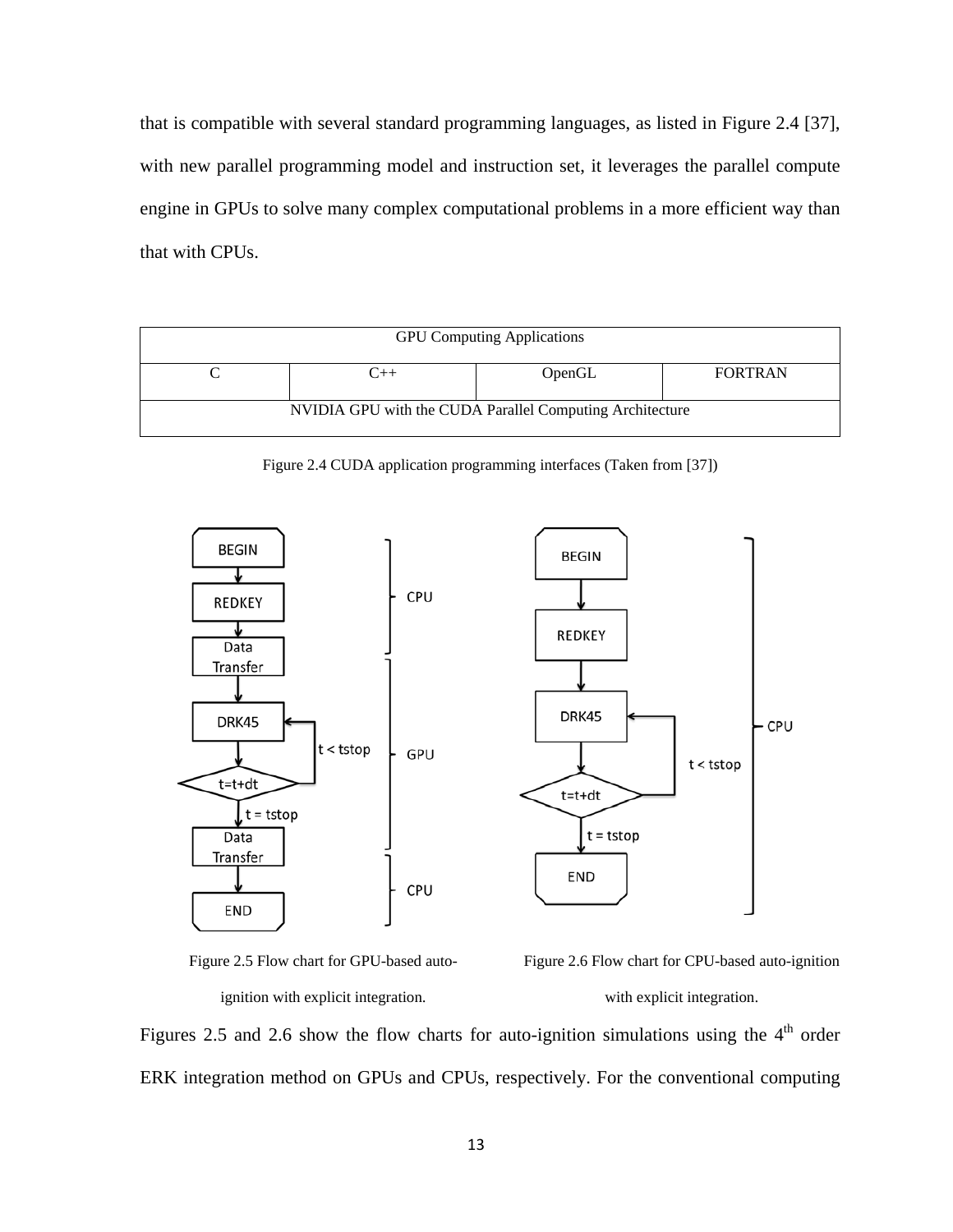that is compatible with several standard programming languages, as listed in Figure 2.4 [37], with new parallel programming model and instruction set, it leverages the parallel compute engine in GPUs to solve many complex computational problems in a more efficient way than that with CPUs.

| GPU Computing Applications | | | |
|---|---|---|---|
| C | C++ | OpenGL | FORTRAN |
| NVIDIA GPU with the CUDA Parallel Computing Architecture | | | |

Figure 2.4 CUDA application programming interfaces (Taken from [37])

Figure 2.5 Flow chart for GPU-based auto-ignition with explicit integration.

Figure 2.6 Flow chart for CPU-based auto-ignition with explicit integration.

Figures 2.5 and 2.6 show the flow charts for auto-ignition simulations using the 4th order ERK integration method on GPUs and CPUs, respectively. For the conventional computing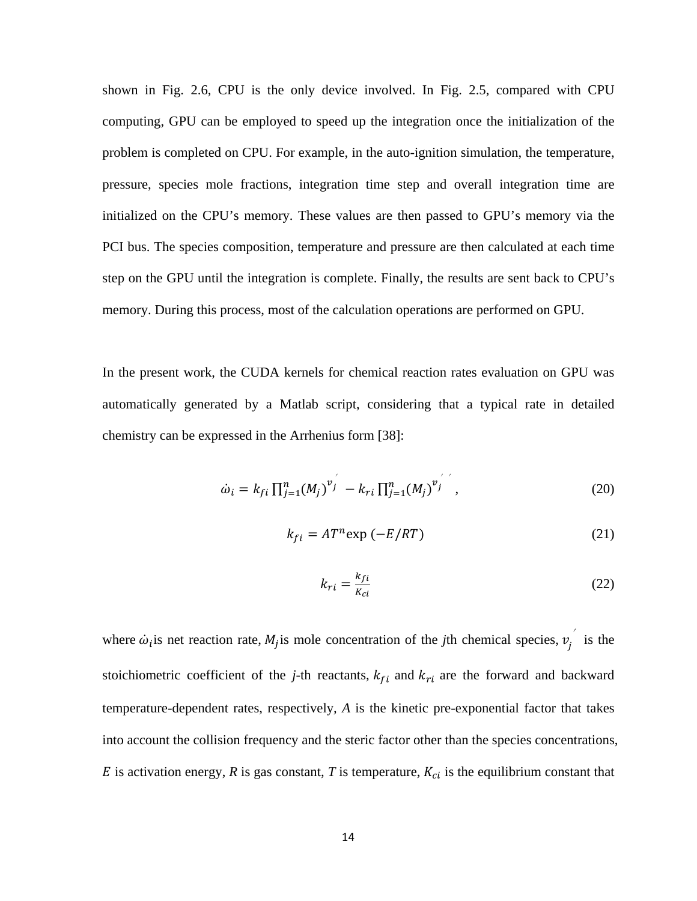shown in Fig. 2.6, CPU is the only device involved. In Fig. 2.5, compared with CPU computing, GPU can be employed to speed up the integration once the initialization of the problem is completed on CPU. For example, in the auto-ignition simulation, the temperature, pressure, species mole fractions, integration time step and overall integration time are initialized on the CPU's memory. These values are then passed to GPU's memory via the PCI bus. The species composition, temperature and pressure are then calculated at each time step on the GPU until the integration is complete. Finally, the results are sent back to CPU's memory. During this process, most of the calculation operations are performed on GPU.

In the present work, the CUDA kernels for chemical reaction rates evaluation on GPU was automatically generated by a Matlab script, considering that a typical rate in detailed chemistry can be expressed in the Arrhenius form [38]:

$$\dot{\omega}_i = k_{fi} \prod_{j=1}^{n} (M_j)^{v_j^{\prime}} - k_{ri} \prod_{j=1}^{n} (M_j)^{v_j^{\prime\prime}} , \tag{20}$$

$$k_{fi} = AT^n \exp\left(-E/RT\right) \tag{21}$$

$$k_{ri} = \frac{k_{fi}}{K_{ci}} \tag{22}$$

where $\dot{\omega}_i$ is net reaction rate, $M_j$ is mole concentration of the *j*th chemical species, $v_j^{\prime}$ is the stoichiometric coefficient of the *j*-th reactants, $k_{fi}$ and $k_{ri}$ are the forward and backward temperature-dependent rates, respectively, *A* is the kinetic pre-exponential factor that takes into account the collision frequency and the steric factor other than the species concentrations, *E* is activation energy, *R* is gas constant, *T* is temperature, $K_{ci}$ is the equilibrium constant that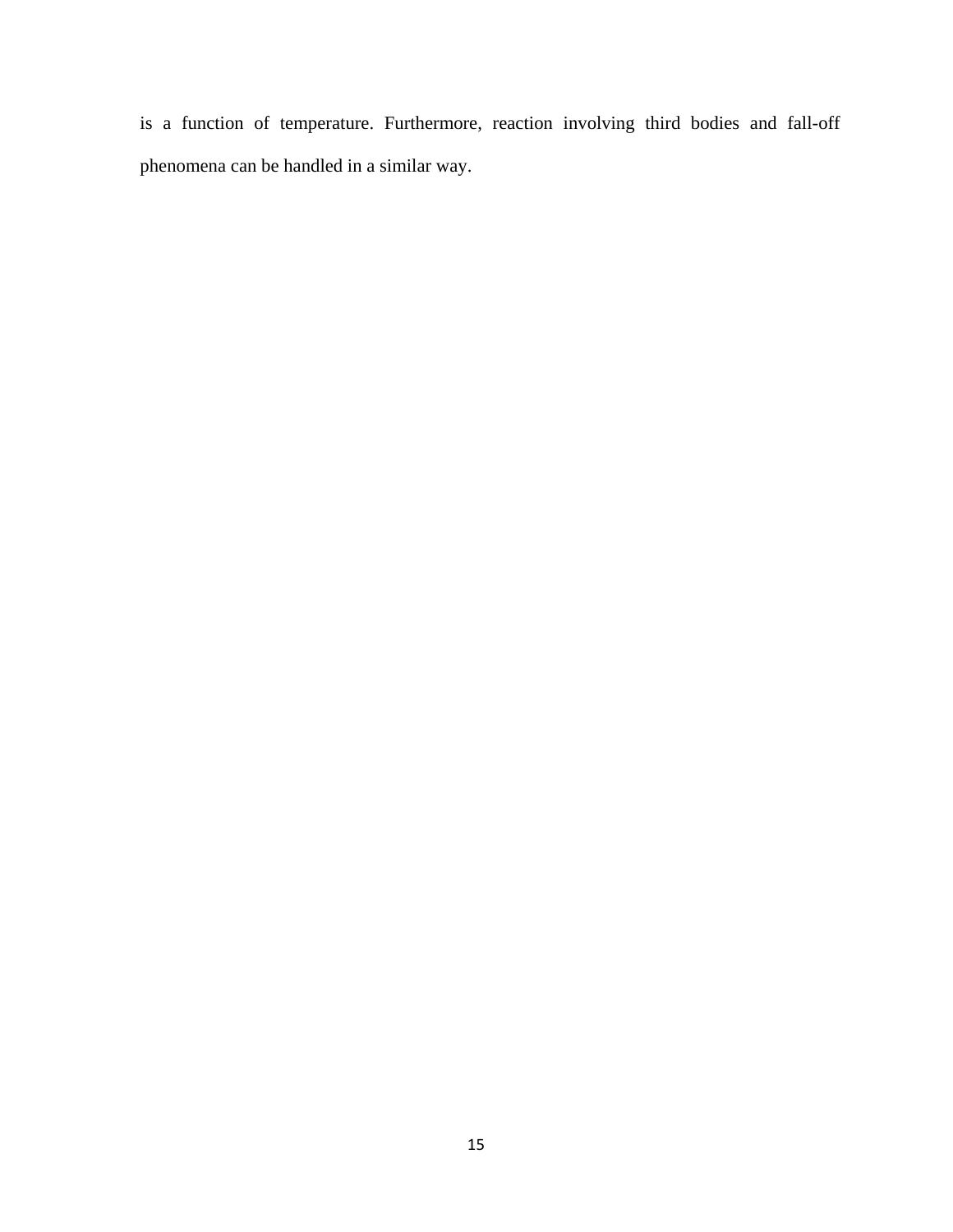is a function of temperature. Furthermore, reaction involving third bodies and fall-off phenomena can be handled in a similar way.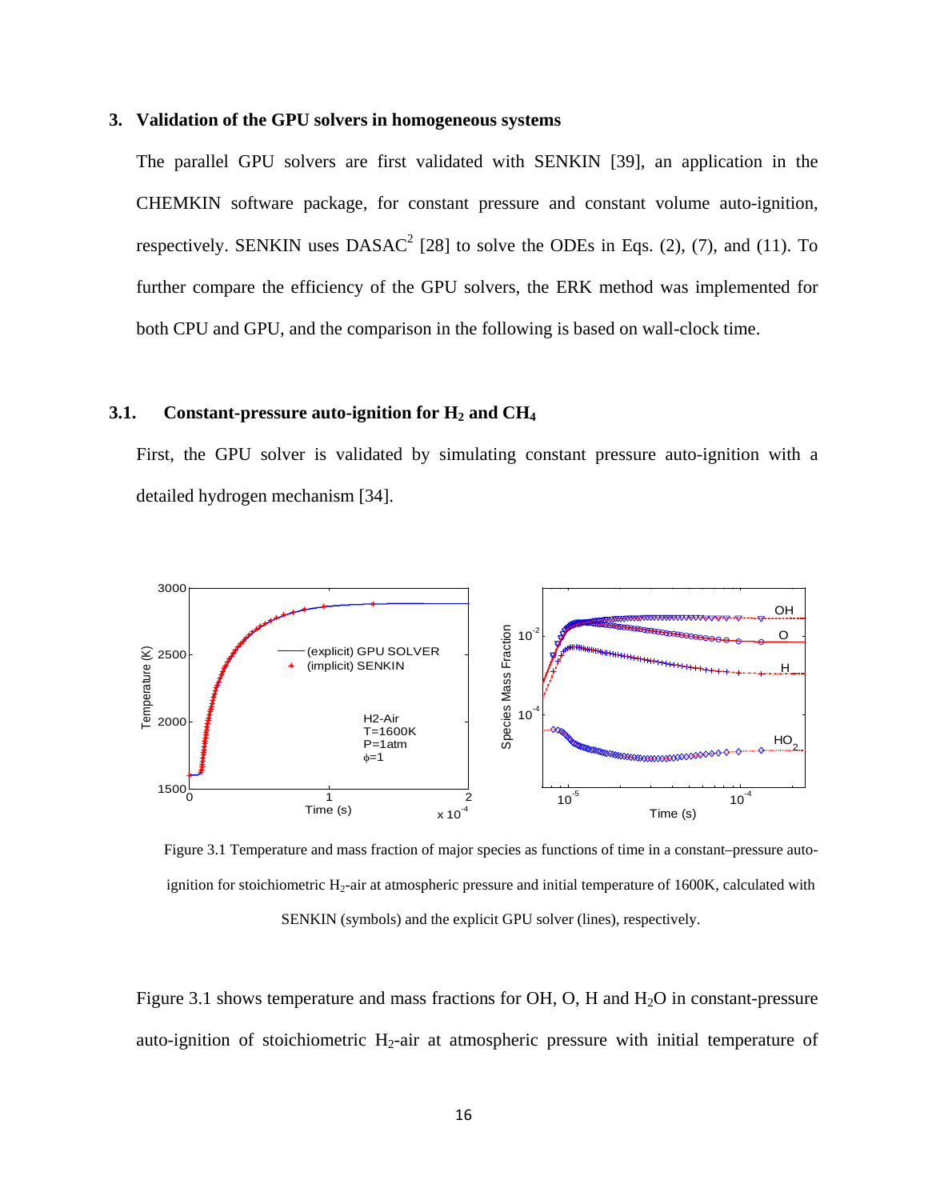## 3. Validation of the GPU solvers in homogeneous systems

The parallel GPU solvers are first validated with SENKIN [39], an application in the CHEMKIN software package, for constant pressure and constant volume auto-ignition, respectively. SENKIN uses DASAC[2] [28] to solve the ODEs in Eqs. (2), (7), and (11). To further compare the efficiency of the GPU solvers, the ERK method was implemented for both CPU and GPU, and the comparison in the following is based on wall-clock time.

### 3.1. Constant-pressure auto-ignition for $H_2$ and $CH_4$

First, the GPU solver is validated by simulating constant pressure auto-ignition with a detailed hydrogen mechanism [34].

Figure 3.1 Temperature and mass fraction of major species as functions of time in a constant–pressure auto-ignition for stoichiometric $H_2$-air at atmospheric pressure and initial temperature of 1600K, calculated with SENKIN (symbols) and the explicit GPU solver (lines), respectively.

Figure 3.1 shows temperature and mass fractions for OH, O, H and $H_2O$ in constant-pressure auto-ignition of stoichiometric $H_2$-air at atmospheric pressure with initial temperature of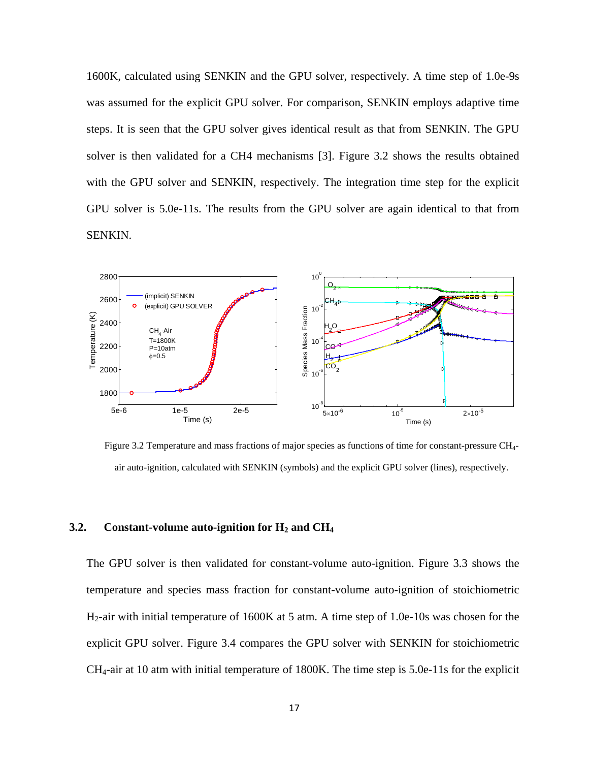1600K, calculated using SENKIN and the GPU solver, respectively. A time step of 1.0e-9s was assumed for the explicit GPU solver. For comparison, SENKIN employs adaptive time steps. It is seen that the GPU solver gives identical result as that from SENKIN. The GPU solver is then validated for a CH4 mechanisms [3]. Figure 3.2 shows the results obtained with the GPU solver and SENKIN, respectively. The integration time step for the explicit GPU solver is 5.0e-11s. The results from the GPU solver are again identical to that from SENKIN.

Figure 3.2 Temperature and mass fractions of major species as functions of time for constant-pressure $CH_4$-air auto-ignition, calculated with SENKIN (symbols) and the explicit GPU solver (lines), respectively.

### 3.2. Constant-volume auto-ignition for $H_2$ and $CH_4$

The GPU solver is then validated for constant-volume auto-ignition. Figure 3.3 shows the temperature and species mass fraction for constant-volume auto-ignition of stoichiometric $H_2$-air with initial temperature of 1600K at 5 atm. A time step of 1.0e-10s was chosen for the explicit GPU solver. Figure 3.4 compares the GPU solver with SENKIN for stoichiometric $CH_4$-air at 10 atm with initial temperature of 1800K. The time step is 5.0e-11s for the explicit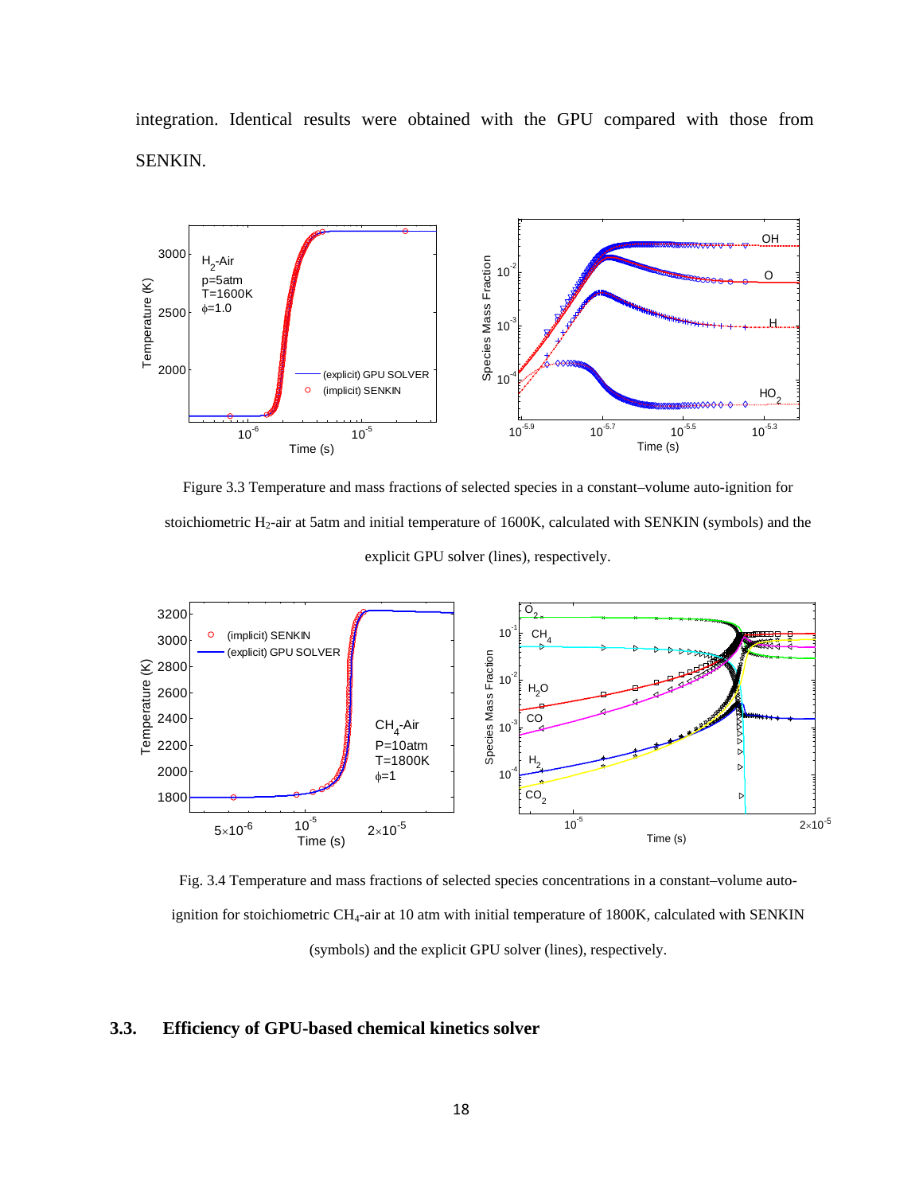integration. Identical results were obtained with the GPU compared with those from SENKIN.

Figure 3.3 Temperature and mass fractions of selected species in a constant–volume auto-ignition for stoichiometric $H_2$-air at 5atm and initial temperature of 1600K, calculated with SENKIN (symbols) and the explicit GPU solver (lines), respectively.

Fig. 3.4 Temperature and mass fractions of selected species concentrations in a constant–volume auto-ignition for stoichiometric $CH_4$-air at 10 atm with initial temperature of 1800K, calculated with SENKIN (symbols) and the explicit GPU solver (lines), respectively.

## 3.3. Efficiency of GPU-based chemical kinetics solver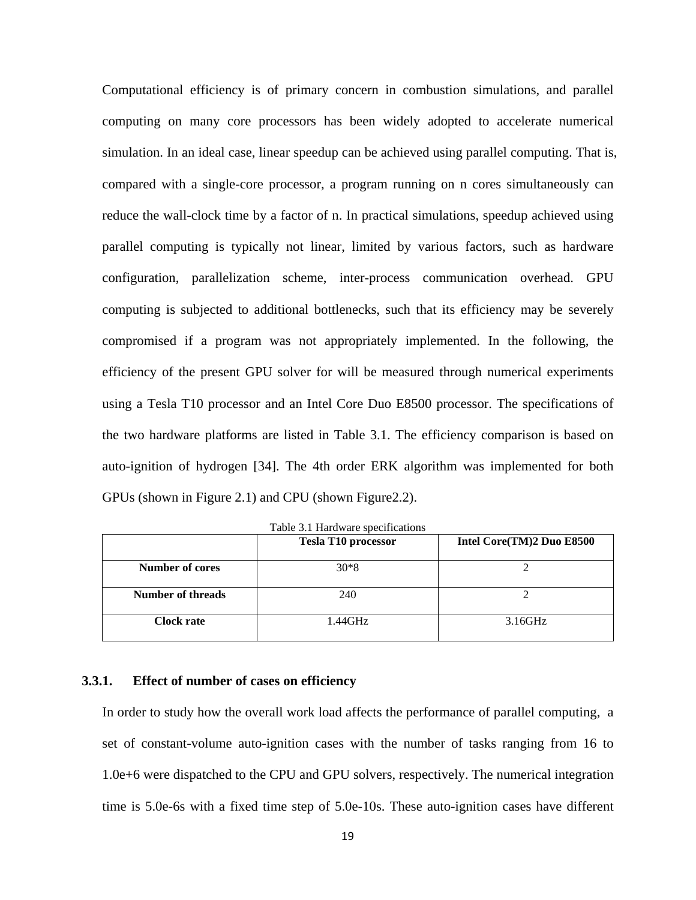Computational efficiency is of primary concern in combustion simulations, and parallel computing on many core processors has been widely adopted to accelerate numerical simulation. In an ideal case, linear speedup can be achieved using parallel computing. That is, compared with a single-core processor, a program running on n cores simultaneously can reduce the wall-clock time by a factor of n. In practical simulations, speedup achieved using parallel computing is typically not linear, limited by various factors, such as hardware configuration, parallelization scheme, inter-process communication overhead. GPU computing is subjected to additional bottlenecks, such that its efficiency may be severely compromised if a program was not appropriately implemented. In the following, the efficiency of the present GPU solver for will be measured through numerical experiments using a Tesla T10 processor and an Intel Core Duo E8500 processor. The specifications of the two hardware platforms are listed in Table 3.1. The efficiency comparison is based on auto-ignition of hydrogen [34]. The 4th order ERK algorithm was implemented for both GPUs (shown in Figure 2.1) and CPU (shown Figure2.2).

Table 3.1 Hardware specifications

| | **Tesla T10 processor** | **Intel Core(TM)2 Duo E8500** |
|---|---|---|
| **Number of cores** | 30*8 | 2 |
| **Number of threads** | 240 | 2 |
| **Clock rate** | 1.44GHz | 3.16GHz |

### 3.3.1. Effect of number of cases on efficiency

In order to study how the overall work load affects the performance of parallel computing, a set of constant-volume auto-ignition cases with the number of tasks ranging from 16 to 1.0e+6 were dispatched to the CPU and GPU solvers, respectively. The numerical integration time is 5.0e-6s with a fixed time step of 5.0e-10s. These auto-ignition cases have different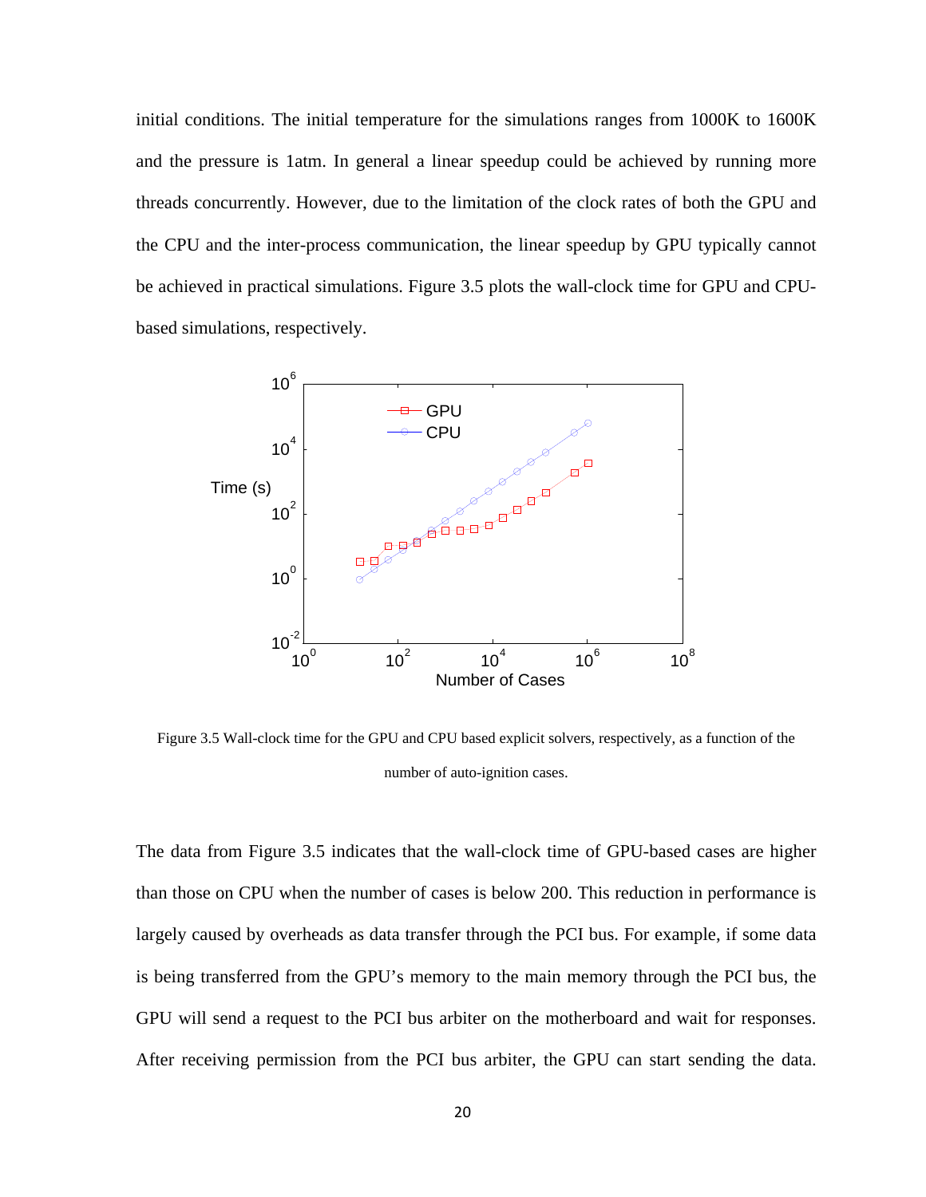initial conditions. The initial temperature for the simulations ranges from 1000K to 1600K and the pressure is 1atm. In general a linear speedup could be achieved by running more threads concurrently. However, due to the limitation of the clock rates of both the GPU and the CPU and the inter-process communication, the linear speedup by GPU typically cannot be achieved in practical simulations. Figure 3.5 plots the wall-clock time for GPU and CPU-based simulations, respectively.

Figure 3.5 Wall-clock time for the GPU and CPU based explicit solvers, respectively, as a function of the number of auto-ignition cases.

The data from Figure 3.5 indicates that the wall-clock time of GPU-based cases are higher than those on CPU when the number of cases is below 200. This reduction in performance is largely caused by overheads as data transfer through the PCI bus. For example, if some data is being transferred from the GPU's memory to the main memory through the PCI bus, the GPU will send a request to the PCI bus arbiter on the motherboard and wait for responses. After receiving permission from the PCI bus arbiter, the GPU can start sending the data.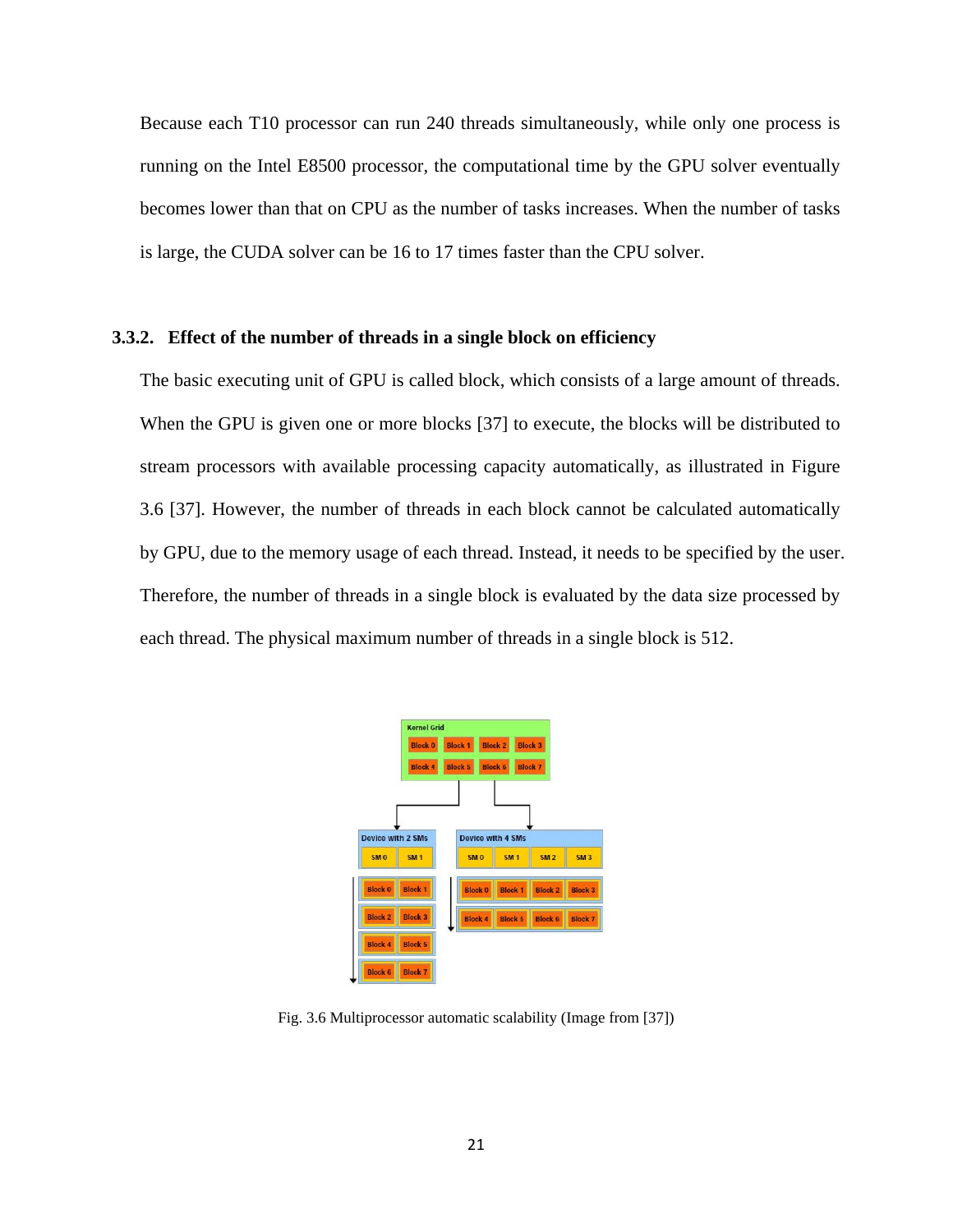Because each T10 processor can run 240 threads simultaneously, while only one process is running on the Intel E8500 processor, the computational time by the GPU solver eventually becomes lower than that on CPU as the number of tasks increases. When the number of tasks is large, the CUDA solver can be 16 to 17 times faster than the CPU solver.

### 3.3.2. Effect of the number of threads in a single block on efficiency

The basic executing unit of GPU is called block, which consists of a large amount of threads. When the GPU is given one or more blocks [37] to execute, the blocks will be distributed to stream processors with available processing capacity automatically, as illustrated in Figure 3.6 [37]. However, the number of threads in each block cannot be calculated automatically by GPU, due to the memory usage of each thread. Instead, it needs to be specified by the user. Therefore, the number of threads in a single block is evaluated by the data size processed by each thread. The physical maximum number of threads in a single block is 512.

Fig. 3.6 Multiprocessor automatic scalability (Image from [37])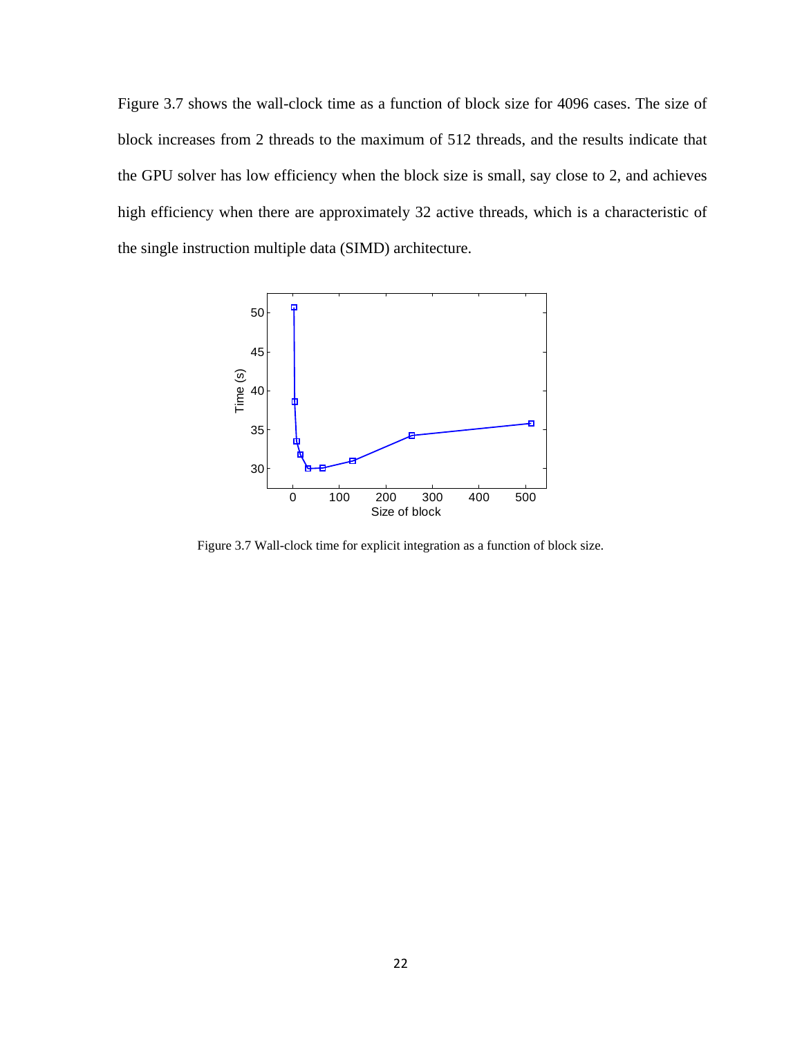Figure 3.7 shows the wall-clock time as a function of block size for 4096 cases. The size of block increases from 2 threads to the maximum of 512 threads, and the results indicate that the GPU solver has low efficiency when the block size is small, say close to 2, and achieves high efficiency when there are approximately 32 active threads, which is a characteristic of the single instruction multiple data (SIMD) architecture.

Figure 3.7 Wall-clock time for explicit integration as a function of block size.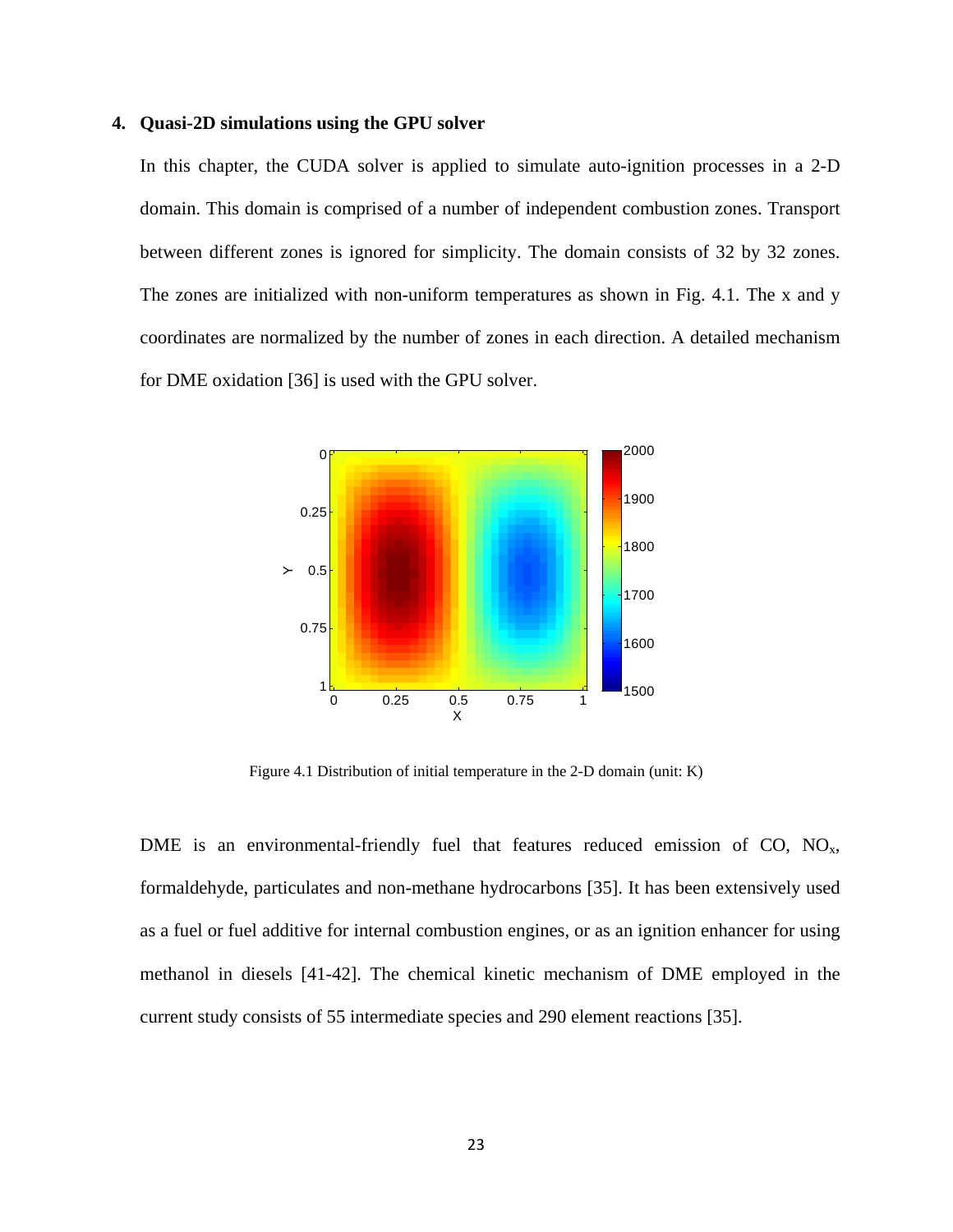# 4. Quasi-2D simulations using the GPU solver

In this chapter, the CUDA solver is applied to simulate auto-ignition processes in a 2-D domain. This domain is comprised of a number of independent combustion zones. Transport between different zones is ignored for simplicity. The domain consists of 32 by 32 zones. The zones are initialized with non-uniform temperatures as shown in Fig. 4.1. The x and y coordinates are normalized by the number of zones in each direction. A detailed mechanism for DME oxidation [36] is used with the GPU solver.

Figure 4.1 Distribution of initial temperature in the 2-D domain (unit: K)

DME is an environmental-friendly fuel that features reduced emission of CO, $NO_x$, formaldehyde, particulates and non-methane hydrocarbons [35]. It has been extensively used as a fuel or fuel additive for internal combustion engines, or as an ignition enhancer for using methanol in diesels [41-42]. The chemical kinetic mechanism of DME employed in the current study consists of 55 intermediate species and 290 element reactions [35].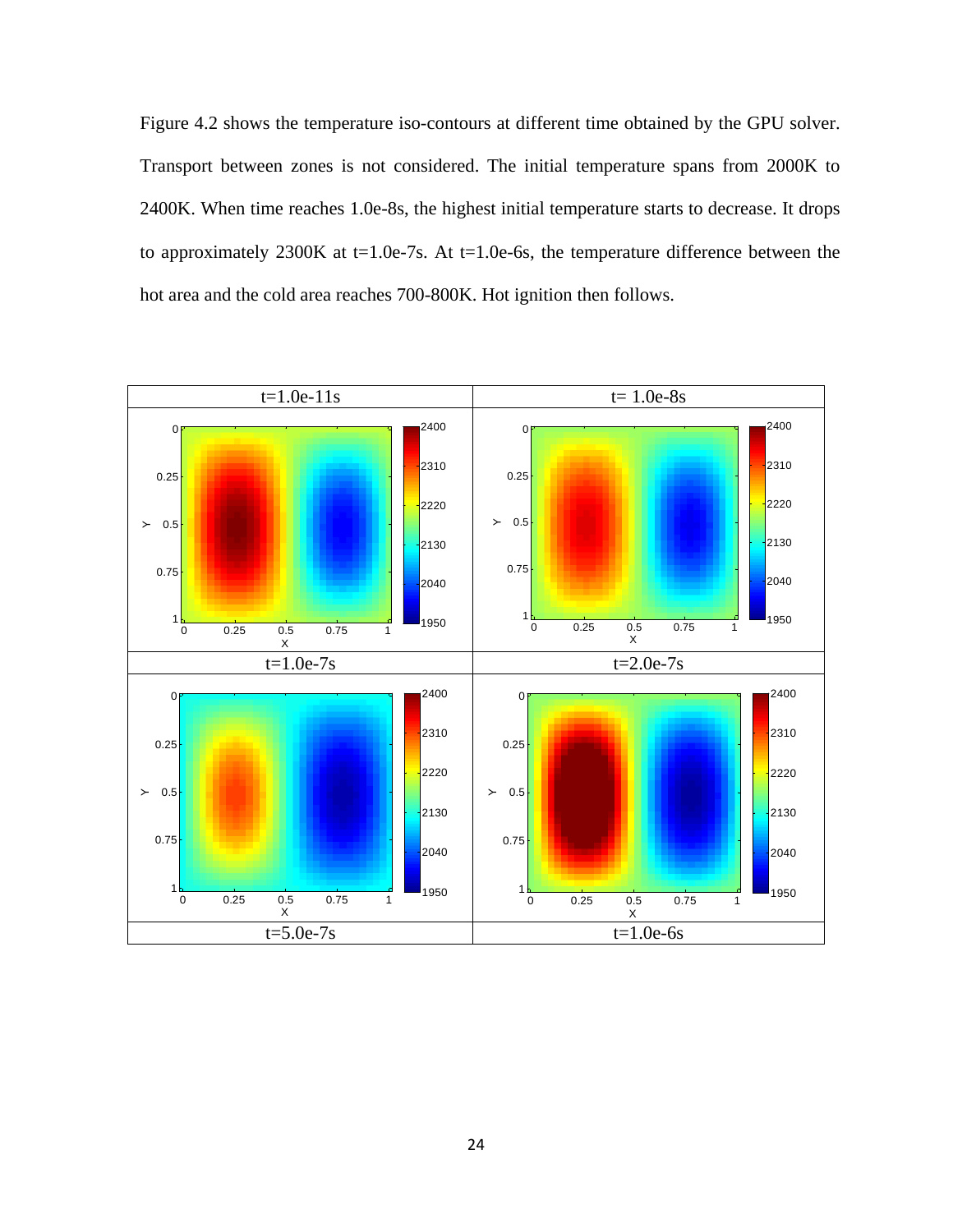Figure 4.2 shows the temperature iso-contours at different time obtained by the GPU solver. Transport between zones is not considered. The initial temperature spans from 2000K to 2400K. When time reaches 1.0e-8s, the highest initial temperature starts to decrease. It drops to approximately 2300K at t=1.0e-7s. At t=1.0e-6s, the temperature difference between the hot area and the cold area reaches 700-800K. Hot ignition then follows.

| t=1.0e-11s | t= 1.0e-8s |
|---|---|
| | |
| t=1.0e-7s | t=2.0e-7s |
| | |
| t=5.0e-7s | t=1.0e-6s |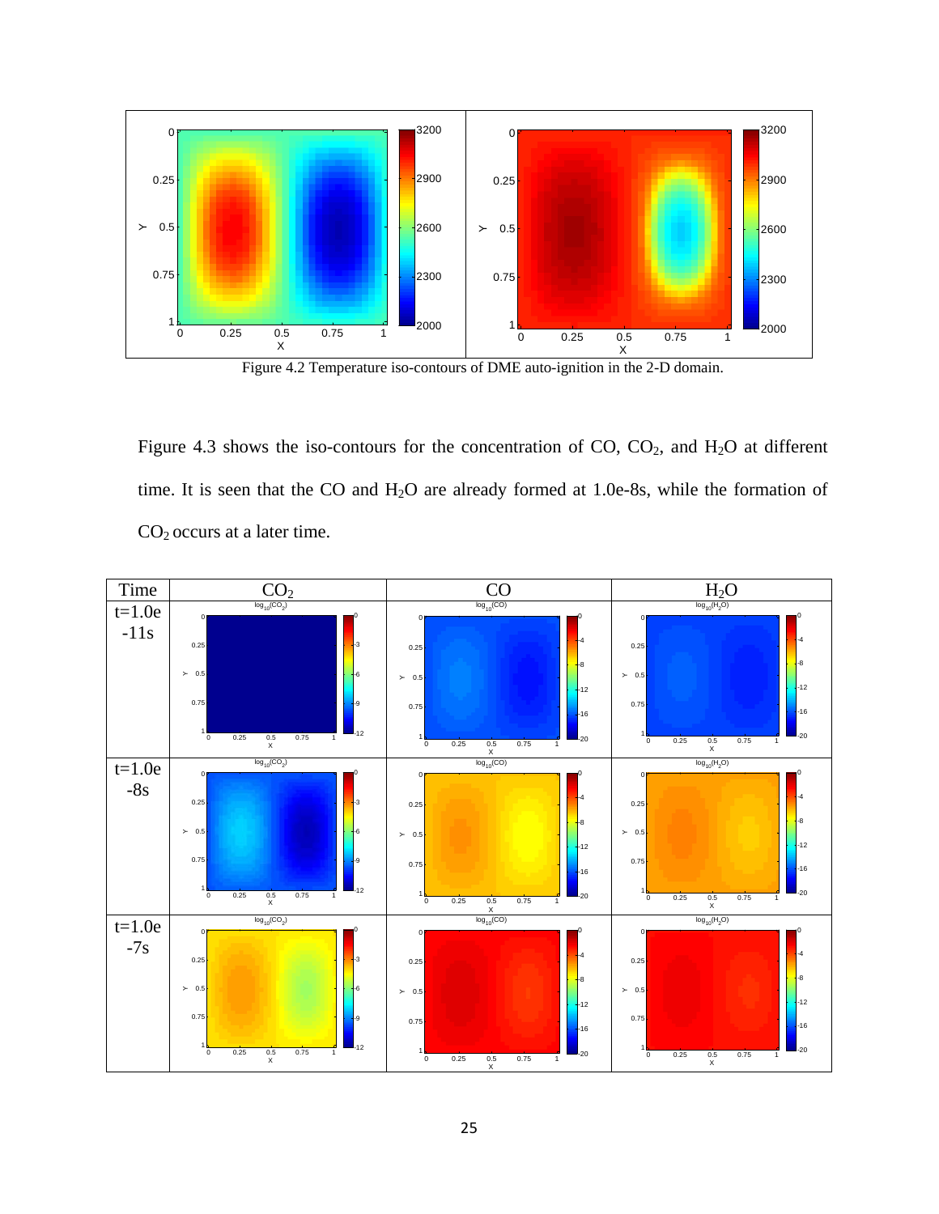Figure 4.2 Temperature iso-contours of DME auto-ignition in the 2-D domain.

Figure 4.3 shows the iso-contours for the concentration of CO, $CO_2$, and $H_2O$ at different time. It is seen that the CO and $H_2O$ are already formed at 1.0e-8s, while the formation of $CO_2$ occurs at a later time.

| Time | $CO_2$ | CO | $H_2O$ |
|---|---|---|---|
| t=1.0e-11s | | | |
| t=1.0e-8s | | | |
| t=1.0e-7s | | | |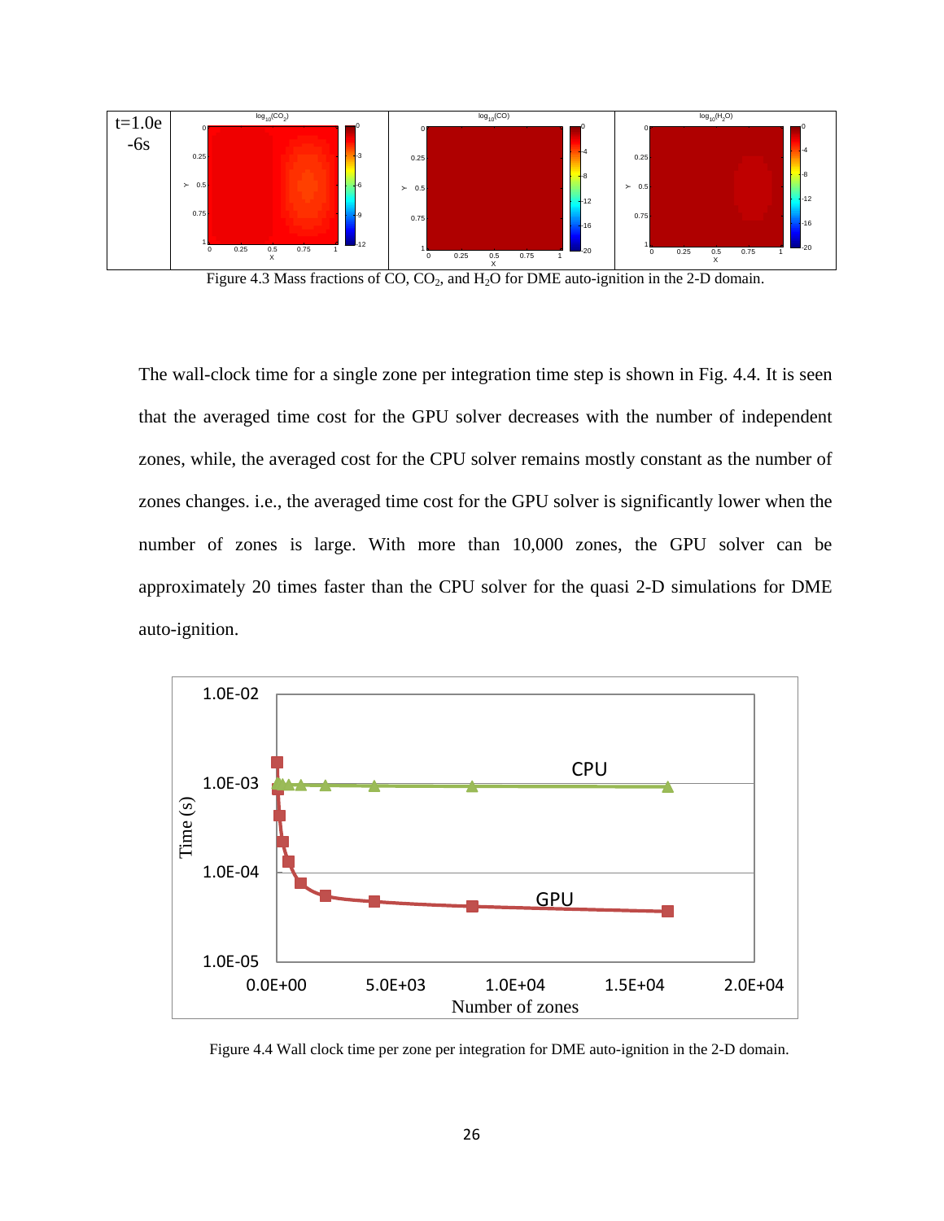Figure 4.3 Mass fractions of CO, $CO_2$, and $H_2O$ for DME auto-ignition in the 2-D domain.

The wall-clock time for a single zone per integration time step is shown in Fig. 4.4. It is seen that the averaged time cost for the GPU solver decreases with the number of independent zones, while, the averaged cost for the CPU solver remains mostly constant as the number of zones changes. i.e., the averaged time cost for the GPU solver is significantly lower when the number of zones is large. With more than 10,000 zones, the GPU solver can be approximately 20 times faster than the CPU solver for the quasi 2-D simulations for DME auto-ignition.

Figure 4.4 Wall clock time per zone per integration for DME auto-ignition in the 2-D domain.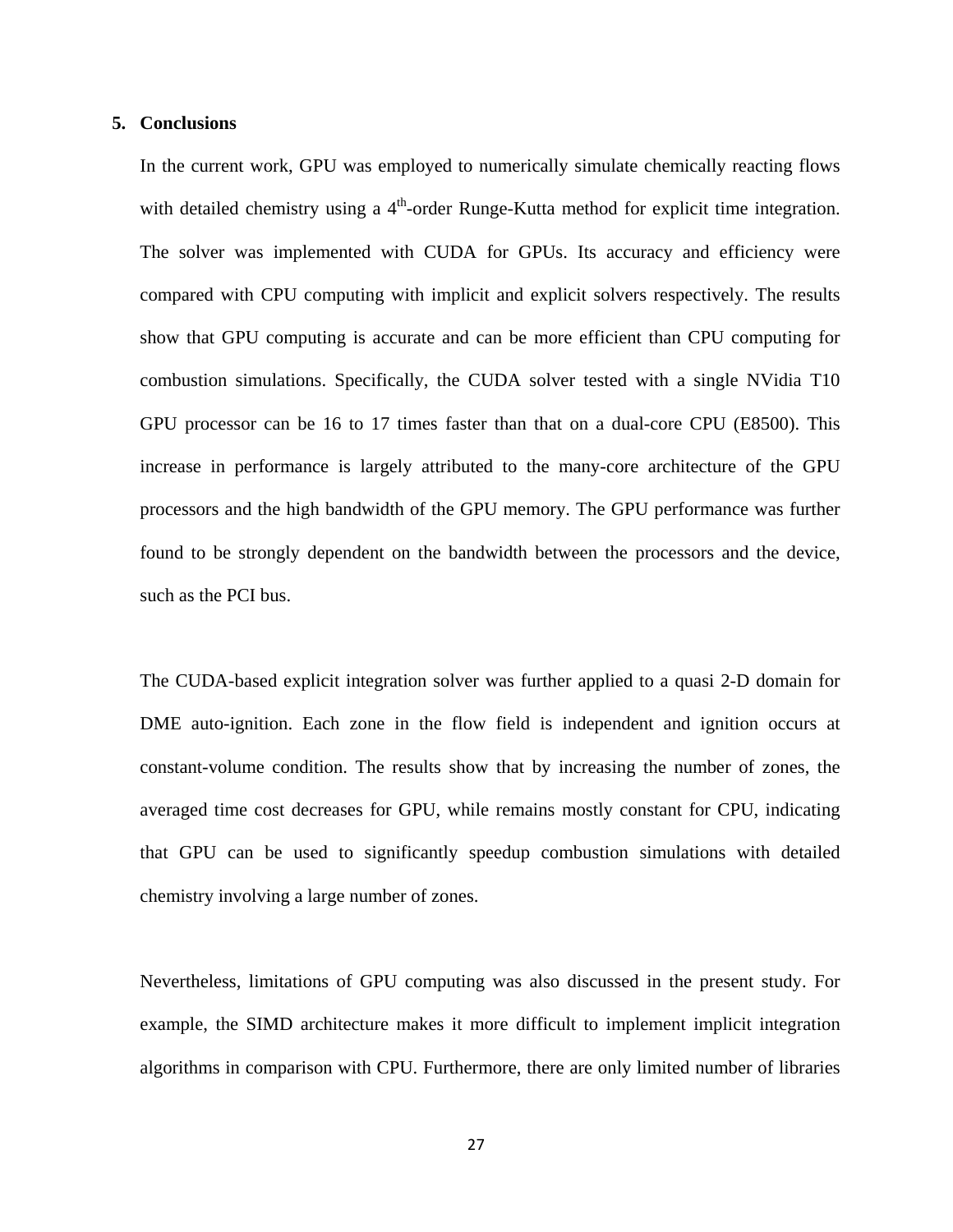## 5. Conclusions

In the current work, GPU was employed to numerically simulate chemically reacting flows with detailed chemistry using a $4^{th}$-order Runge-Kutta method for explicit time integration. The solver was implemented with CUDA for GPUs. Its accuracy and efficiency were compared with CPU computing with implicit and explicit solvers respectively. The results show that GPU computing is accurate and can be more efficient than CPU computing for combustion simulations. Specifically, the CUDA solver tested with a single NVidia T10 GPU processor can be 16 to 17 times faster than that on a dual-core CPU (E8500). This increase in performance is largely attributed to the many-core architecture of the GPU processors and the high bandwidth of the GPU memory. The GPU performance was further found to be strongly dependent on the bandwidth between the processors and the device, such as the PCI bus.

The CUDA-based explicit integration solver was further applied to a quasi 2-D domain for DME auto-ignition. Each zone in the flow field is independent and ignition occurs at constant-volume condition. The results show that by increasing the number of zones, the averaged time cost decreases for GPU, while remains mostly constant for CPU, indicating that GPU can be used to significantly speedup combustion simulations with detailed chemistry involving a large number of zones.

Nevertheless, limitations of GPU computing was also discussed in the present study. For example, the SIMD architecture makes it more difficult to implement implicit integration algorithms in comparison with CPU. Furthermore, there are only limited number of libraries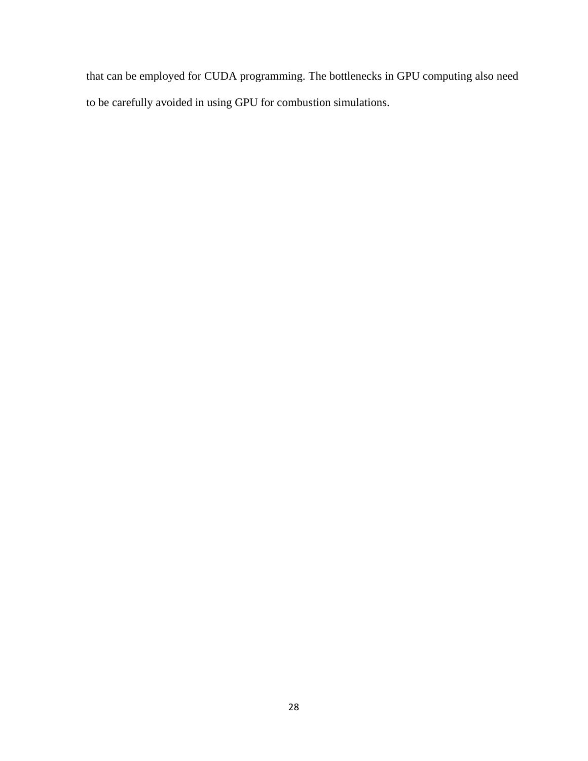that can be employed for CUDA programming. The bottlenecks in GPU computing also need to be carefully avoided in using GPU for combustion simulations.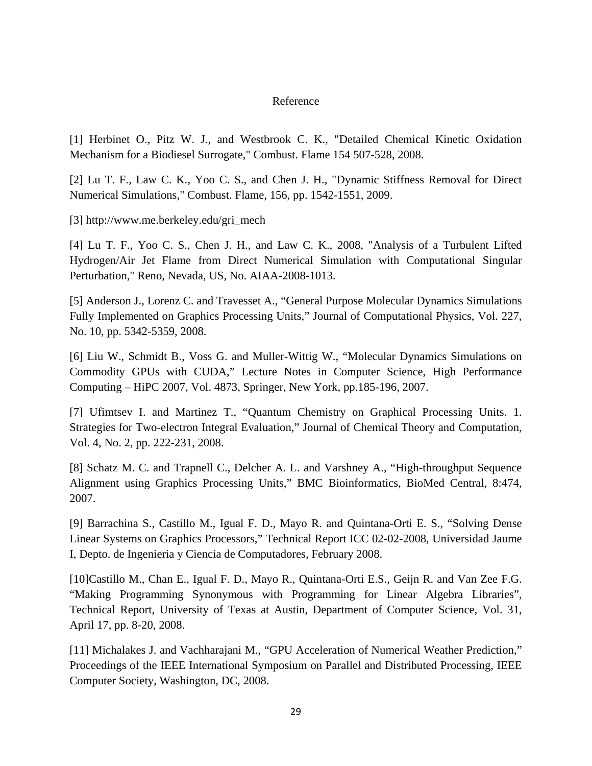# Reference

[1] Herbinet O., Pitz W. J., and Westbrook C. K., "Detailed Chemical Kinetic Oxidation Mechanism for a Biodiesel Surrogate," Combust. Flame 154 507-528, 2008.

[2] Lu T. F., Law C. K., Yoo C. S., and Chen J. H., "Dynamic Stiffness Removal for Direct Numerical Simulations," Combust. Flame, 156, pp. 1542-1551, 2009.

[3] http://www.me.berkeley.edu/gri_mech

[4] Lu T. F., Yoo C. S., Chen J. H., and Law C. K., 2008, "Analysis of a Turbulent Lifted Hydrogen/Air Jet Flame from Direct Numerical Simulation with Computational Singular Perturbation," Reno, Nevada, US, No. AIAA-2008-1013.

[5] Anderson J., Lorenz C. and Travesset A., "General Purpose Molecular Dynamics Simulations Fully Implemented on Graphics Processing Units," Journal of Computational Physics, Vol. 227, No. 10, pp. 5342-5359, 2008.

[6] Liu W., Schmidt B., Voss G. and Muller-Wittig W., "Molecular Dynamics Simulations on Commodity GPUs with CUDA," Lecture Notes in Computer Science, High Performance Computing – HiPC 2007, Vol. 4873, Springer, New York, pp.185-196, 2007.

[7] Ufimtsev I. and Martinez T., "Quantum Chemistry on Graphical Processing Units. 1. Strategies for Two-electron Integral Evaluation," Journal of Chemical Theory and Computation, Vol. 4, No. 2, pp. 222-231, 2008.

[8] Schatz M. C. and Trapnell C., Delcher A. L. and Varshney A., "High-throughput Sequence Alignment using Graphics Processing Units," BMC Bioinformatics, BioMed Central, 8:474, 2007.

[9] Barrachina S., Castillo M., Igual F. D., Mayo R. and Quintana-Orti E. S., "Solving Dense Linear Systems on Graphics Processors," Technical Report ICC 02-02-2008, Universidad Jaume I, Depto. de Ingenieria y Ciencia de Computadores, February 2008.

[10]Castillo M., Chan E., Igual F. D., Mayo R., Quintana-Orti E.S., Geijn R. and Van Zee F.G. "Making Programming Synonymous with Programming for Linear Algebra Libraries", Technical Report, University of Texas at Austin, Department of Computer Science, Vol. 31, April 17, pp. 8-20, 2008.

[11] Michalakes J. and Vachharajani M., "GPU Acceleration of Numerical Weather Prediction," Proceedings of the IEEE International Symposium on Parallel and Distributed Processing, IEEE Computer Society, Washington, DC, 2008.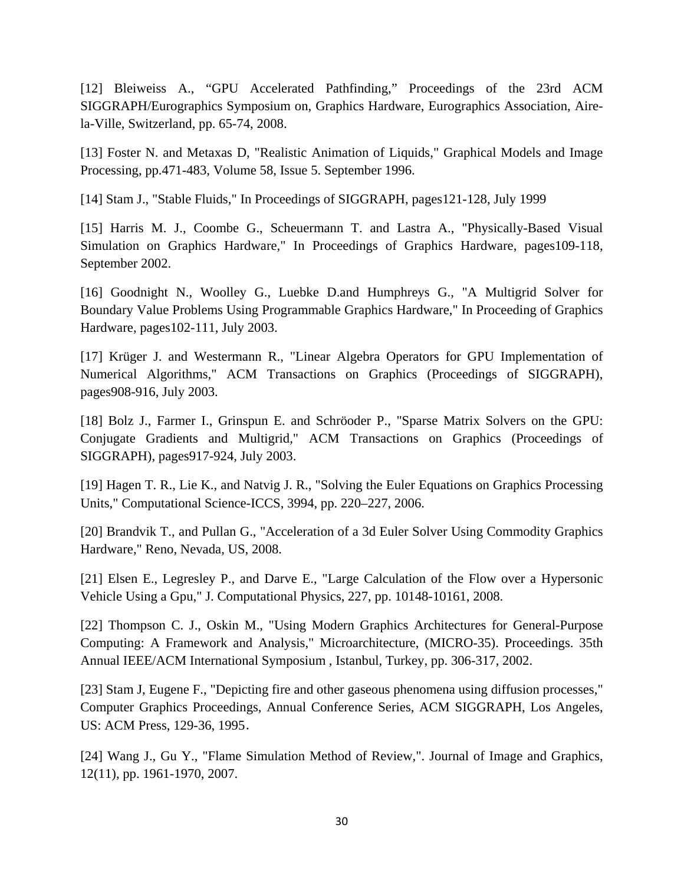[12] Bleiweiss A., “GPU Accelerated Pathfinding,” Proceedings of the 23rd ACM SIGGRAPH/Eurographics Symposium on, Graphics Hardware, Eurographics Association, Aire-la-Ville, Switzerland, pp. 65-74, 2008.

[13] Foster N. and Metaxas D, "Realistic Animation of Liquids," Graphical Models and Image Processing, pp.471-483, Volume 58, Issue 5. September 1996.

[14] Stam J., "Stable Fluids," In Proceedings of SIGGRAPH, pages121-128, July 1999

[15] Harris M. J., Coombe G., Scheuermann T. and Lastra A., "Physically-Based Visual Simulation on Graphics Hardware," In Proceedings of Graphics Hardware, pages109-118, September 2002.

[16] Goodnight N., Woolley G., Luebke D.and Humphreys G., "A Multigrid Solver for Boundary Value Problems Using Programmable Graphics Hardware," In Proceeding of Graphics Hardware, pages102-111, July 2003.

[17] Krüger J. and Westermann R., "Linear Algebra Operators for GPU Implementation of Numerical Algorithms," ACM Transactions on Graphics (Proceedings of SIGGRAPH), pages908-916, July 2003.

[18] Bolz J., Farmer I., Grinspun E. and Schröoder P., "Sparse Matrix Solvers on the GPU: Conjugate Gradients and Multigrid," ACM Transactions on Graphics (Proceedings of SIGGRAPH), pages917-924, July 2003.

[19] Hagen T. R., Lie K., and Natvig J. R., "Solving the Euler Equations on Graphics Processing Units," Computational Science-ICCS, 3994, pp. 220–227, 2006.

[20] Brandvik T., and Pullan G., "Acceleration of a 3d Euler Solver Using Commodity Graphics Hardware," Reno, Nevada, US, 2008.

[21] Elsen E., Legresley P., and Darve E., "Large Calculation of the Flow over a Hypersonic Vehicle Using a Gpu," J. Computational Physics, 227, pp. 10148-10161, 2008.

[22] Thompson C. J., Oskin M., "Using Modern Graphics Architectures for General-Purpose Computing: A Framework and Analysis," Microarchitecture, (MICRO-35). Proceedings. 35th Annual IEEE/ACM International Symposium , Istanbul, Turkey, pp. 306-317, 2002.

[23] Stam J, Eugene F., "Depicting fire and other gaseous phenomena using diffusion processes," Computer Graphics Proceedings, Annual Conference Series, ACM SIGGRAPH, Los Angeles, US: ACM Press, 129-36, 1995.

[24] Wang J., Gu Y., "Flame Simulation Method of Review,". Journal of Image and Graphics, 12(11), pp. 1961-1970, 2007.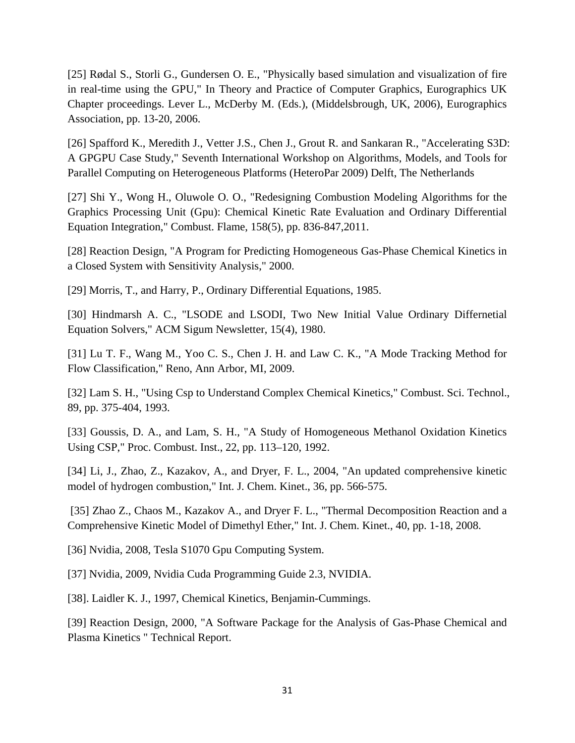[25] Rødal S., Storli G., Gundersen O. E., "Physically based simulation and visualization of fire in real-time using the GPU," In Theory and Practice of Computer Graphics, Eurographics UK Chapter proceedings. Lever L., McDerby M. (Eds.), (Middelsbrough, UK, 2006), Eurographics Association, pp. 13-20, 2006.

[26] Spafford K., Meredith J., Vetter J.S., Chen J., Grout R. and Sankaran R., "Accelerating S3D: A GPGPU Case Study," Seventh International Workshop on Algorithms, Models, and Tools for Parallel Computing on Heterogeneous Platforms (HeteroPar 2009) Delft, The Netherlands

[27] Shi Y., Wong H., Oluwole O. O., "Redesigning Combustion Modeling Algorithms for the Graphics Processing Unit (Gpu): Chemical Kinetic Rate Evaluation and Ordinary Differential Equation Integration," Combust. Flame, 158(5), pp. 836-847,2011.

[28] Reaction Design, "A Program for Predicting Homogeneous Gas-Phase Chemical Kinetics in a Closed System with Sensitivity Analysis," 2000.

[29] Morris, T., and Harry, P., Ordinary Differential Equations, 1985.

[30] Hindmarsh A. C., "LSODE and LSODI, Two New Initial Value Ordinary Differnetial Equation Solvers," ACM Sigum Newsletter, 15(4), 1980.

[31] Lu T. F., Wang M., Yoo C. S., Chen J. H. and Law C. K., "A Mode Tracking Method for Flow Classification," Reno, Ann Arbor, MI, 2009.

[32] Lam S. H., "Using Csp to Understand Complex Chemical Kinetics," Combust. Sci. Technol., 89, pp. 375-404, 1993.

[33] Goussis, D. A., and Lam, S. H., "A Study of Homogeneous Methanol Oxidation Kinetics Using CSP," Proc. Combust. Inst., 22, pp. 113–120, 1992.

[34] Li, J., Zhao, Z., Kazakov, A., and Dryer, F. L., 2004, "An updated comprehensive kinetic model of hydrogen combustion," Int. J. Chem. Kinet., 36, pp. 566-575.

[35] Zhao Z., Chaos M., Kazakov A., and Dryer F. L., "Thermal Decomposition Reaction and a Comprehensive Kinetic Model of Dimethyl Ether," Int. J. Chem. Kinet., 40, pp. 1-18, 2008.

[36] Nvidia, 2008, Tesla S1070 Gpu Computing System.

[37] Nvidia, 2009, Nvidia Cuda Programming Guide 2.3, NVIDIA.

[38]. Laidler K. J., 1997, Chemical Kinetics, Benjamin-Cummings.

[39] Reaction Design, 2000, "A Software Package for the Analysis of Gas-Phase Chemical and Plasma Kinetics " Technical Report.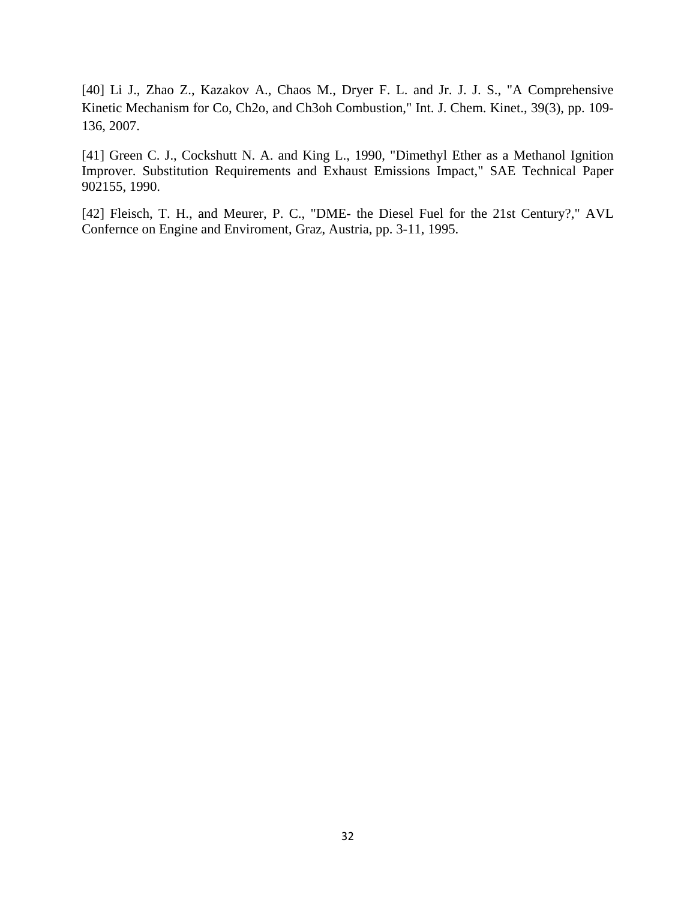[40] Li J., Zhao Z., Kazakov A., Chaos M., Dryer F. L. and Jr. J. J. S., "A Comprehensive Kinetic Mechanism for Co, Ch2o, and Ch3oh Combustion," Int. J. Chem. Kinet., 39(3), pp. 109-136, 2007.

[41] Green C. J., Cockshutt N. A. and King L., 1990, "Dimethyl Ether as a Methanol Ignition Improver. Substitution Requirements and Exhaust Emissions Impact," SAE Technical Paper 902155, 1990.

[42] Fleisch, T. H., and Meurer, P. C., "DME- the Diesel Fuel for the 21st Century?," AVL Confernce on Engine and Enviroment, Graz, Austria, pp. 3-11, 1995.